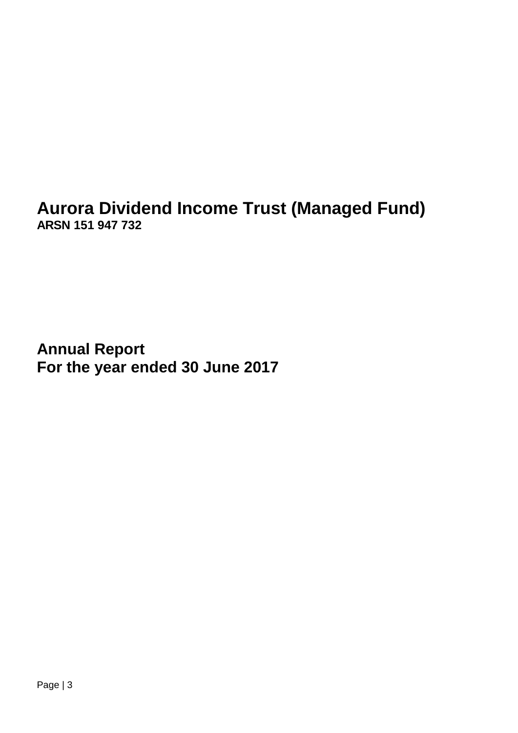# Aurora Dividend Income Trust (Managed Fund)

**ARSN 151 947 732**

## Annual Report
## For the year ended 30 June 2017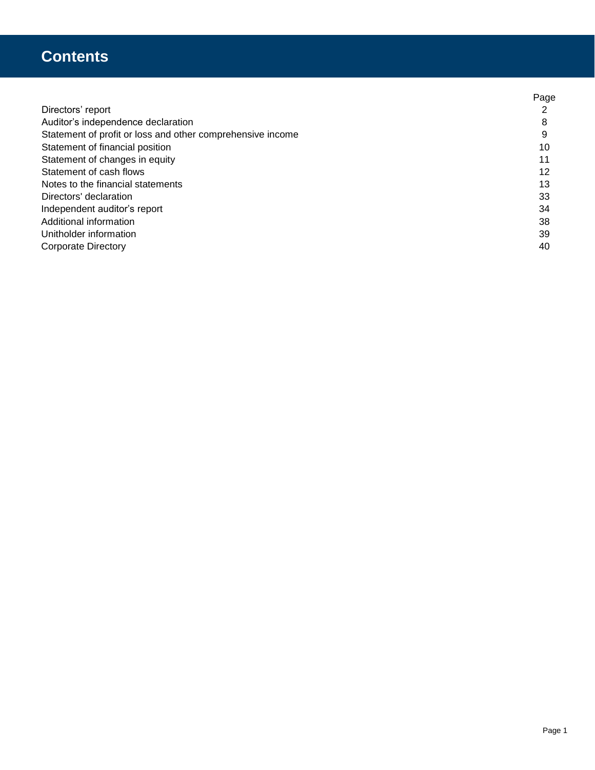# Contents

| | Page |
|---|---|
| Directors' report | 2 |
| Auditor's independence declaration | 8 |
| Statement of profit or loss and other comprehensive income | 9 |
| Statement of financial position | 10 |
| Statement of changes in equity | 11 |
| Statement of cash flows | 12 |
| Notes to the financial statements | 13 |
| Directors' declaration | 33 |
| Independent auditor's report | 34 |
| Additional information | 38 |
| Unitholder information | 39 |
| Corporate Directory | 40 |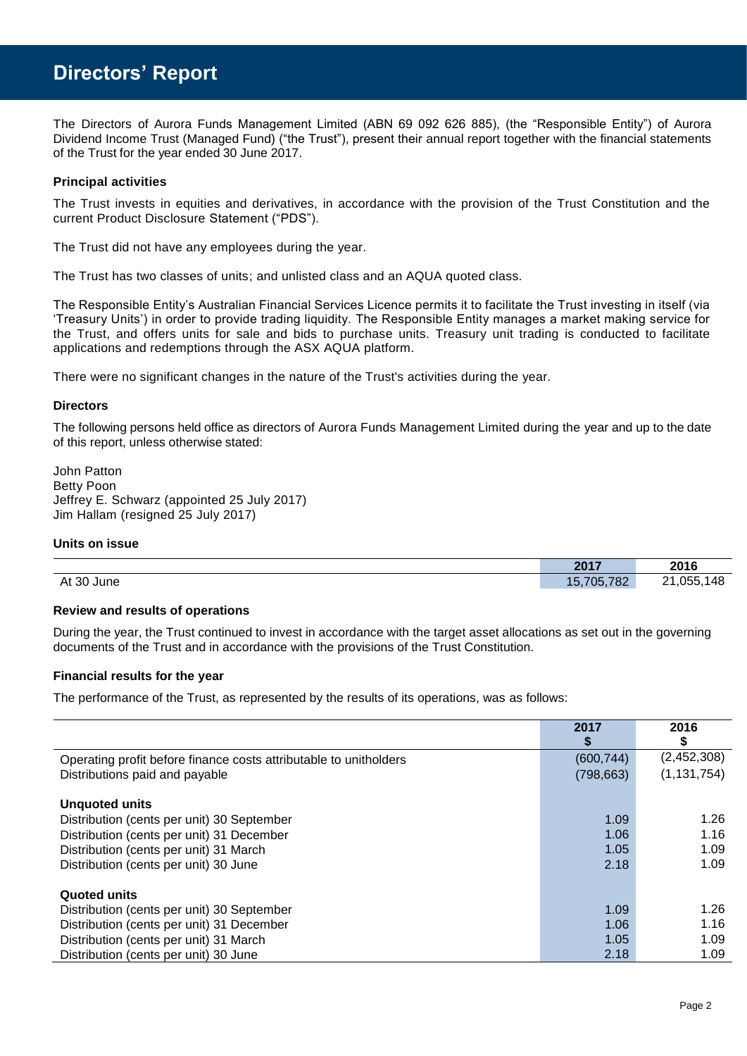# Directors' Report

The Directors of Aurora Funds Management Limited (ABN 69 092 626 885), (the "Responsible Entity") of Aurora Dividend Income Trust (Managed Fund) ("the Trust"), present their annual report together with the financial statements of the Trust for the year ended 30 June 2017.

**Principal activities**

The Trust invests in equities and derivatives, in accordance with the provision of the Trust Constitution and the current Product Disclosure Statement ("PDS").

The Trust did not have any employees during the year.

The Trust has two classes of units; and unlisted class and an AQUA quoted class.

The Responsible Entity's Australian Financial Services Licence permits it to facilitate the Trust investing in itself (via 'Treasury Units') in order to provide trading liquidity. The Responsible Entity manages a market making service for the Trust, and offers units for sale and bids to purchase units. Treasury unit trading is conducted to facilitate applications and redemptions through the ASX AQUA platform.

There were no significant changes in the nature of the Trust's activities during the year.

**Directors**

The following persons held office as directors of Aurora Funds Management Limited during the year and up to the date of this report, unless otherwise stated:

John Patton
Betty Poon
Jeffrey E. Schwarz (appointed 25 July 2017)
Jim Hallam (resigned 25 July 2017)

**Units on issue**

| | 2017 | 2016 |
|---|---|---|
| At 30 June | 15,705,782 | 21,055,148 |

**Review and results of operations**

During the year, the Trust continued to invest in accordance with the target asset allocations as set out in the governing documents of the Trust and in accordance with the provisions of the Trust Constitution.

**Financial results for the year**

The performance of the Trust, as represented by the results of its operations, was as follows:

| | 2017<br>$ | 2016<br>$ |
|---|---|---|
| Operating profit before finance costs attributable to unitholders | (600,744) | (2,452,308) |
| Distributions paid and payable | (798,663) | (1,131,754) |
| **Unquoted units** | | |
| Distribution (cents per unit) 30 September | 1.09 | 1.26 |
| Distribution (cents per unit) 31 December | 1.06 | 1.16 |
| Distribution (cents per unit) 31 March | 1.05 | 1.09 |
| Distribution (cents per unit) 30 June | 2.18 | 1.09 |
| **Quoted units** | | |
| Distribution (cents per unit) 30 September | 1.09 | 1.26 |
| Distribution (cents per unit) 31 December | 1.06 | 1.16 |
| Distribution (cents per unit) 31 March | 1.05 | 1.09 |
| Distribution (cents per unit) 30 June | 2.18 | 1.09 |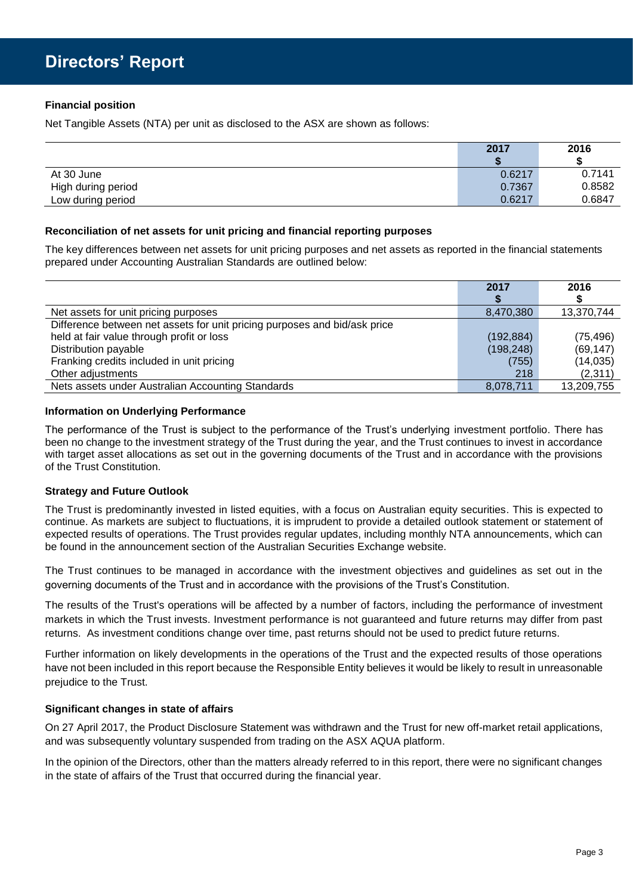# Directors' Report

### Financial position

Net Tangible Assets (NTA) per unit as disclosed to the ASX are shown as follows:

| | 2017 $ | 2016 $ |
|---|---|---|
| At 30 June | 0.6217 | 0.7141 |
| High during period | 0.7367 | 0.8582 |
| Low during period | 0.6217 | 0.6847 |

### Reconciliation of net assets for unit pricing and financial reporting purposes

The key differences between net assets for unit pricing purposes and net assets as reported in the financial statements prepared under Accounting Australian Standards are outlined below:

| | 2017 $ | 2016 $ |
|---|---|---|
| Net assets for unit pricing purposes | 8,470,380 | 13,370,744 |
| Difference between net assets for unit pricing purposes and bid/ask price held at fair value through profit or loss | (192,884) | (75,496) |
| Distribution payable | (198,248) | (69,147) |
| Franking credits included in unit pricing | (755) | (14,035) |
| Other adjustments | 218 | (2,311) |
| Nets assets under Australian Accounting Standards | 8,078,711 | 13,209,755 |

### Information on Underlying Performance

The performance of the Trust is subject to the performance of the Trust's underlying investment portfolio. There has been no change to the investment strategy of the Trust during the year, and the Trust continues to invest in accordance with target asset allocations as set out in the governing documents of the Trust and in accordance with the provisions of the Trust Constitution.

### Strategy and Future Outlook

The Trust is predominantly invested in listed equities, with a focus on Australian equity securities. This is expected to continue. As markets are subject to fluctuations, it is imprudent to provide a detailed outlook statement or statement of expected results of operations. The Trust provides regular updates, including monthly NTA announcements, which can be found in the announcement section of the Australian Securities Exchange website.

The Trust continues to be managed in accordance with the investment objectives and guidelines as set out in the governing documents of the Trust and in accordance with the provisions of the Trust's Constitution.

The results of the Trust's operations will be affected by a number of factors, including the performance of investment markets in which the Trust invests. Investment performance is not guaranteed and future returns may differ from past returns. As investment conditions change over time, past returns should not be used to predict future returns.

Further information on likely developments in the operations of the Trust and the expected results of those operations have not been included in this report because the Responsible Entity believes it would be likely to result in unreasonable prejudice to the Trust.

### Significant changes in state of affairs

On 27 April 2017, the Product Disclosure Statement was withdrawn and the Trust for new off-market retail applications, and was subsequently voluntary suspended from trading on the ASX AQUA platform.

In the opinion of the Directors, other than the matters already referred to in this report, there were no significant changes in the state of affairs of the Trust that occurred during the financial year.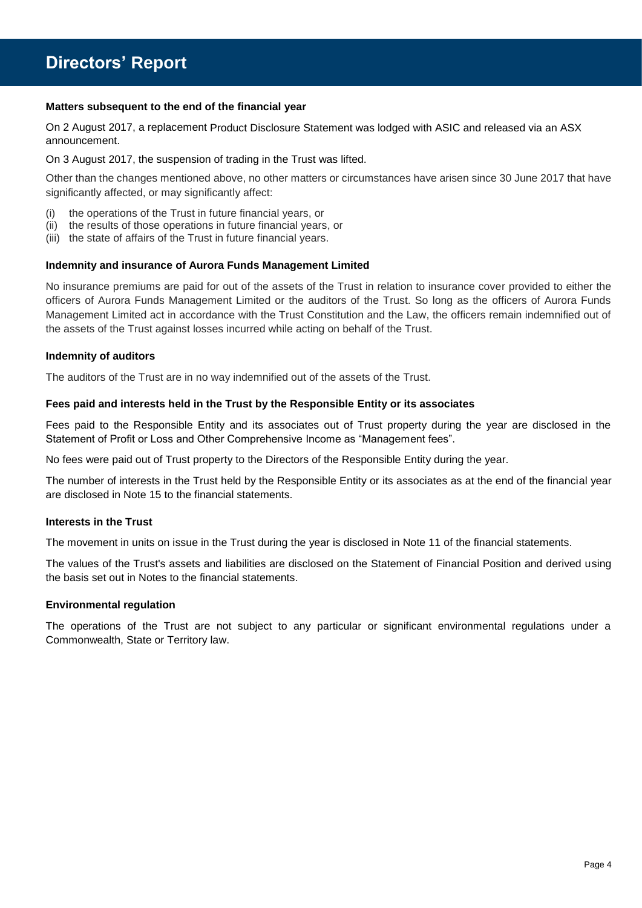# Directors' Report

### Matters subsequent to the end of the financial year

On 2 August 2017, a replacement Product Disclosure Statement was lodged with ASIC and released via an ASX announcement.

On 3 August 2017, the suspension of trading in the Trust was lifted.

Other than the changes mentioned above, no other matters or circumstances have arisen since 30 June 2017 that have significantly affected, or may significantly affect:

(i) the operations of the Trust in future financial years, or
(ii) the results of those operations in future financial years, or
(iii) the state of affairs of the Trust in future financial years.

### Indemnity and insurance of Aurora Funds Management Limited

No insurance premiums are paid for out of the assets of the Trust in relation to insurance cover provided to either the officers of Aurora Funds Management Limited or the auditors of the Trust. So long as the officers of Aurora Funds Management Limited act in accordance with the Trust Constitution and the Law, the officers remain indemnified out of the assets of the Trust against losses incurred while acting on behalf of the Trust.

### Indemnity of auditors

The auditors of the Trust are in no way indemnified out of the assets of the Trust.

### Fees paid and interests held in the Trust by the Responsible Entity or its associates

Fees paid to the Responsible Entity and its associates out of Trust property during the year are disclosed in the Statement of Profit or Loss and Other Comprehensive Income as "Management fees".

No fees were paid out of Trust property to the Directors of the Responsible Entity during the year.

The number of interests in the Trust held by the Responsible Entity or its associates as at the end of the financial year are disclosed in Note 15 to the financial statements.

### Interests in the Trust

The movement in units on issue in the Trust during the year is disclosed in Note 11 of the financial statements.

The values of the Trust's assets and liabilities are disclosed on the Statement of Financial Position and derived using the basis set out in Notes to the financial statements.

### Environmental regulation

The operations of the Trust are not subject to any particular or significant environmental regulations under a Commonwealth, State or Territory law.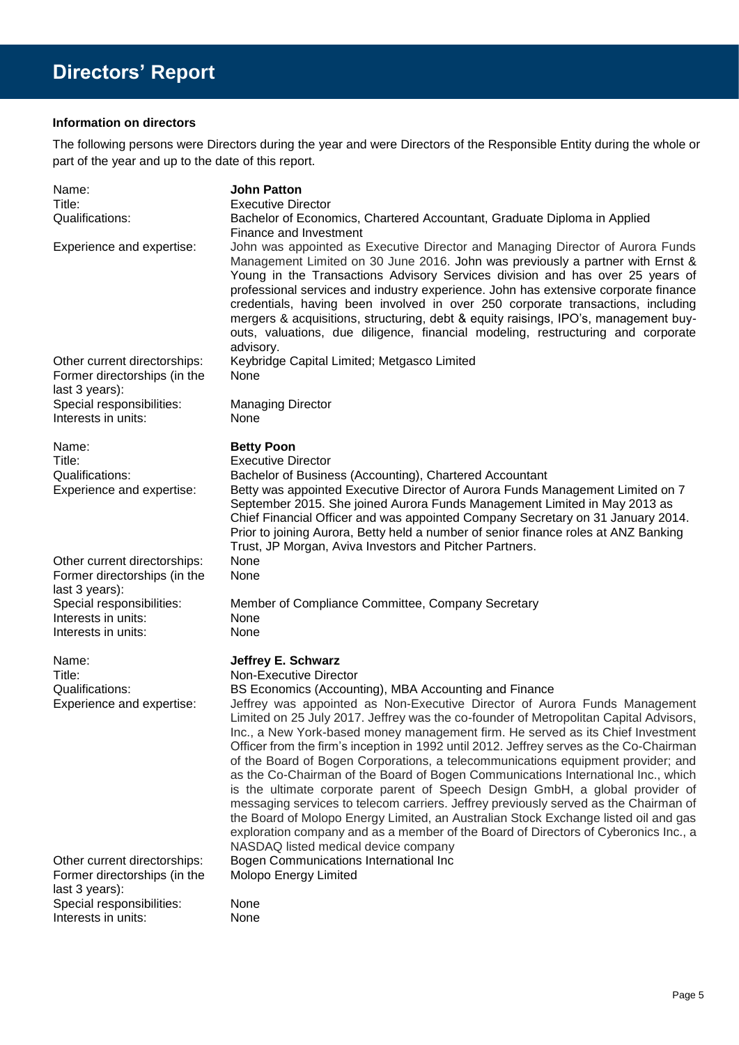# Directors' Report

**Information on directors**

The following persons were Directors during the year and were Directors of the Responsible Entity during the whole or part of the year and up to the date of this report.

| | |
|---|---|
| Name: | **John Patton** |
| Title: | Executive Director |
| Qualifications: | Bachelor of Economics, Chartered Accountant, Graduate Diploma in Applied Finance and Investment |
| Experience and expertise: | John was appointed as Executive Director and Managing Director of Aurora Funds Management Limited on 30 June 2016. John was previously a partner with Ernst & Young in the Transactions Advisory Services division and has over 25 years of professional services and industry experience. John has extensive corporate finance credentials, having been involved in over 250 corporate transactions, including mergers & acquisitions, structuring, debt & equity raisings, IPO's, management buy-outs, valuations, due diligence, financial modeling, restructuring and corporate advisory. |
| Other current directorships: | Keybridge Capital Limited; Metgasco Limited |
| Former directorships (in the last 3 years): | None |
| Special responsibilities: | Managing Director |
| Interests in units: | None |

| | |
|---|---|
| Name: | **Betty Poon** |
| Title: | Executive Director |
| Qualifications: | Bachelor of Business (Accounting), Chartered Accountant |
| Experience and expertise: | Betty was appointed Executive Director of Aurora Funds Management Limited on 7 September 2015. She joined Aurora Funds Management Limited in May 2013 as Chief Financial Officer and was appointed Company Secretary on 31 January 2014. Prior to joining Aurora, Betty held a number of senior finance roles at ANZ Banking Trust, JP Morgan, Aviva Investors and Pitcher Partners. |
| Other current directorships: | None |
| Former directorships (in the last 3 years): | None |
| Special responsibilities: | Member of Compliance Committee, Company Secretary |
| Interests in units: | None |
| Interests in units: | None |

| | |
|---|---|
| Name: | **Jeffrey E. Schwarz** |
| Title: | Non-Executive Director |
| Qualifications: | BS Economics (Accounting), MBA Accounting and Finance |
| Experience and expertise: | Jeffrey was appointed as Non-Executive Director of Aurora Funds Management Limited on 25 July 2017. Jeffrey was the co-founder of Metropolitan Capital Advisors, Inc., a New York-based money management firm. He served as its Chief Investment Officer from the firm's inception in 1992 until 2012. Jeffrey serves as the Co-Chairman of the Board of Bogen Corporations, a telecommunications equipment provider; and as the Co-Chairman of the Board of Bogen Communications International Inc., which is the ultimate corporate parent of Speech Design GmbH, a global provider of messaging services to telecom carriers. Jeffrey previously served as the Chairman of the Board of Molopo Energy Limited, an Australian Stock Exchange listed oil and gas exploration company and as a member of the Board of Directors of Cyberonics Inc., a NASDAQ listed medical device company |
| Other current directorships: | Bogen Communications International Inc |
| Former directorships (in the last 3 years): | Molopo Energy Limited |
| Special responsibilities: | None |
| Interests in units: | None |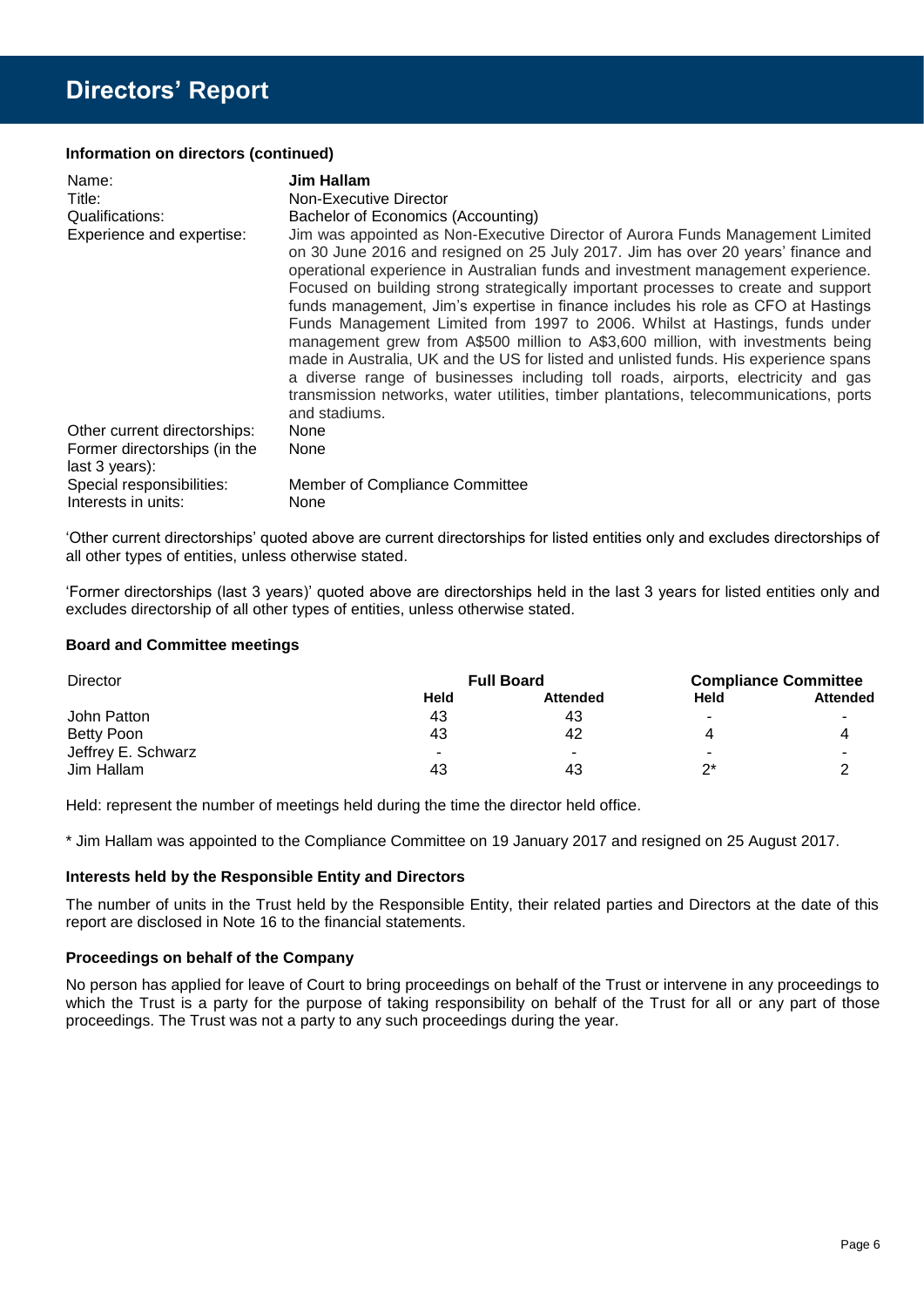# Directors' Report

**Information on directors (continued)**

| | |
|---|---|
| Name: | **Jim Hallam** |
| Title: | Non-Executive Director |
| Qualifications: | Bachelor of Economics (Accounting) |
| Experience and expertise: | Jim was appointed as Non-Executive Director of Aurora Funds Management Limited on 30 June 2016 and resigned on 25 July 2017. Jim has over 20 years' finance and operational experience in Australian funds and investment management experience. Focused on building strong strategically important processes to create and support funds management, Jim's expertise in finance includes his role as CFO at Hastings Funds Management Limited from 1997 to 2006. Whilst at Hastings, funds under management grew from A$500 million to A$3,600 million, with investments being made in Australia, UK and the US for listed and unlisted funds. His experience spans a diverse range of businesses including toll roads, airports, electricity and gas transmission networks, water utilities, timber plantations, telecommunications, ports and stadiums. |
| Other current directorships: | None |
| Former directorships (in the last 3 years): | None |
| Special responsibilities: | Member of Compliance Committee |
| Interests in units: | None |

'Other current directorships' quoted above are current directorships for listed entities only and excludes directorships of all other types of entities, unless otherwise stated.

'Former directorships (last 3 years)' quoted above are directorships held in the last 3 years for listed entities only and excludes directorship of all other types of entities, unless otherwise stated.

**Board and Committee meetings**

| Director | Full Board | | Compliance Committee | |
|---|---|---|---|---|
| | **Held** | **Attended** | **Held** | **Attended** |
| John Patton | 43 | 43 | - | - |
| Betty Poon | 43 | 42 | 4 | 4 |
| Jeffrey E. Schwarz | - | - | - | - |
| Jim Hallam | 43 | 43 | 2* | 2 |

Held: represent the number of meetings held during the time the director held office.

\* Jim Hallam was appointed to the Compliance Committee on 19 January 2017 and resigned on 25 August 2017.

**Interests held by the Responsible Entity and Directors**

The number of units in the Trust held by the Responsible Entity, their related parties and Directors at the date of this report are disclosed in Note 16 to the financial statements.

**Proceedings on behalf of the Company**

No person has applied for leave of Court to bring proceedings on behalf of the Trust or intervene in any proceedings to which the Trust is a party for the purpose of taking responsibility on behalf of the Trust for all or any part of those proceedings. The Trust was not a party to any such proceedings during the year.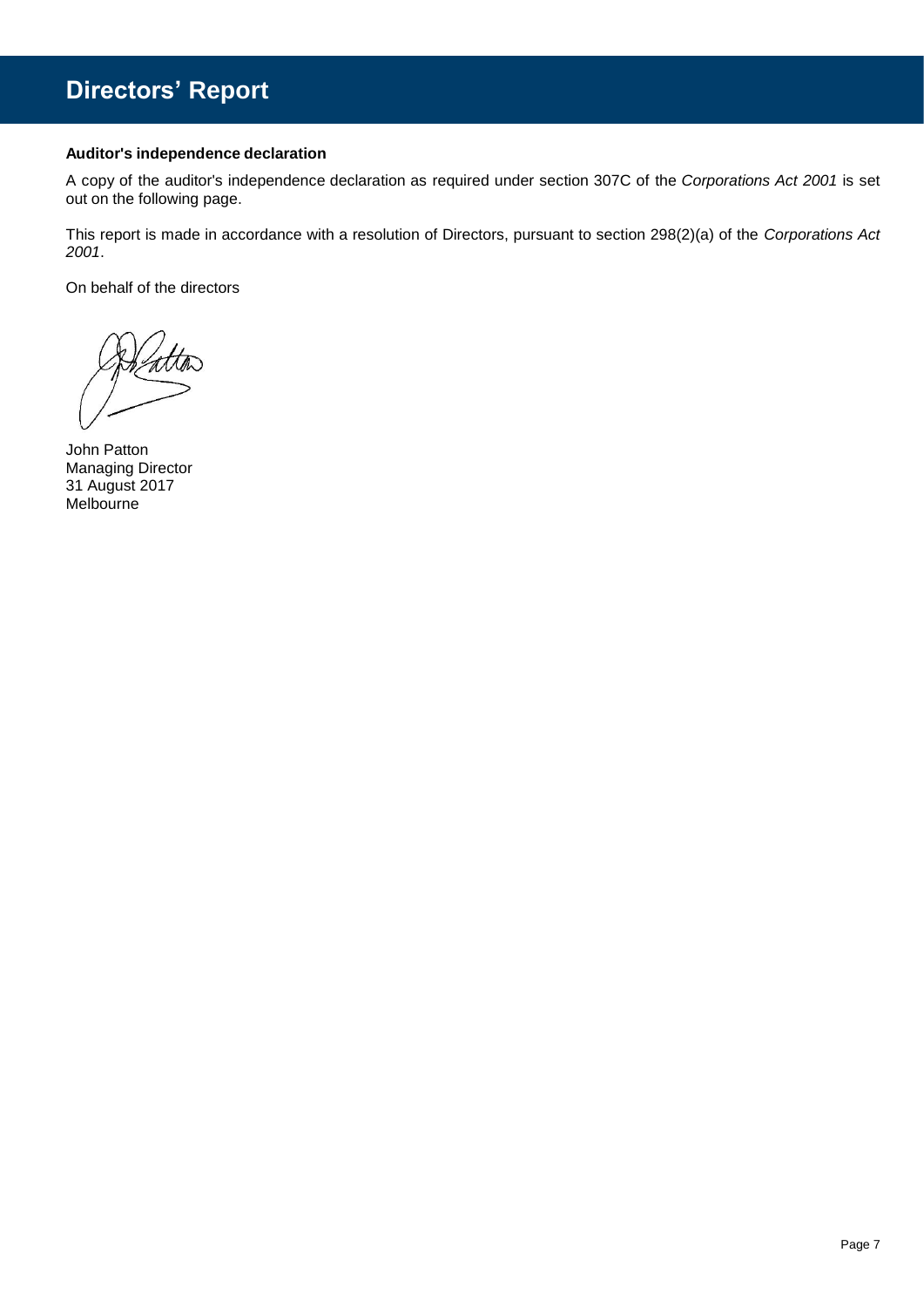# Directors' Report

**Auditor's independence declaration**

A copy of the auditor's independence declaration as required under section 307C of the *Corporations Act 2001* is set out on the following page.

This report is made in accordance with a resolution of Directors, pursuant to section 298(2)(a) of the *Corporations Act 2001*.

On behalf of the directors

John Patton
Managing Director
31 August 2017
Melbourne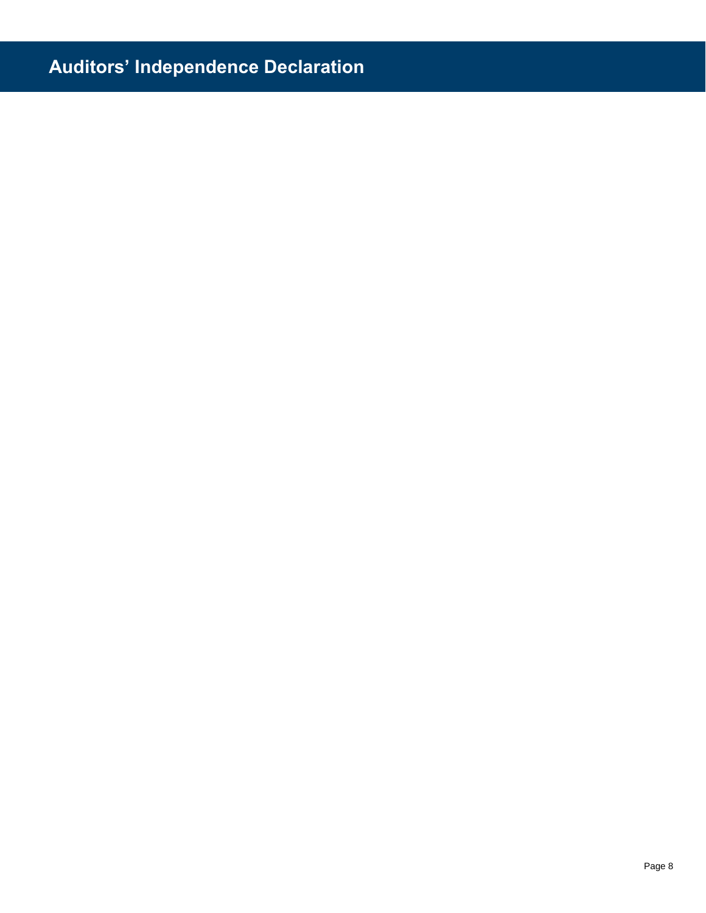# Auditors' Independence Declaration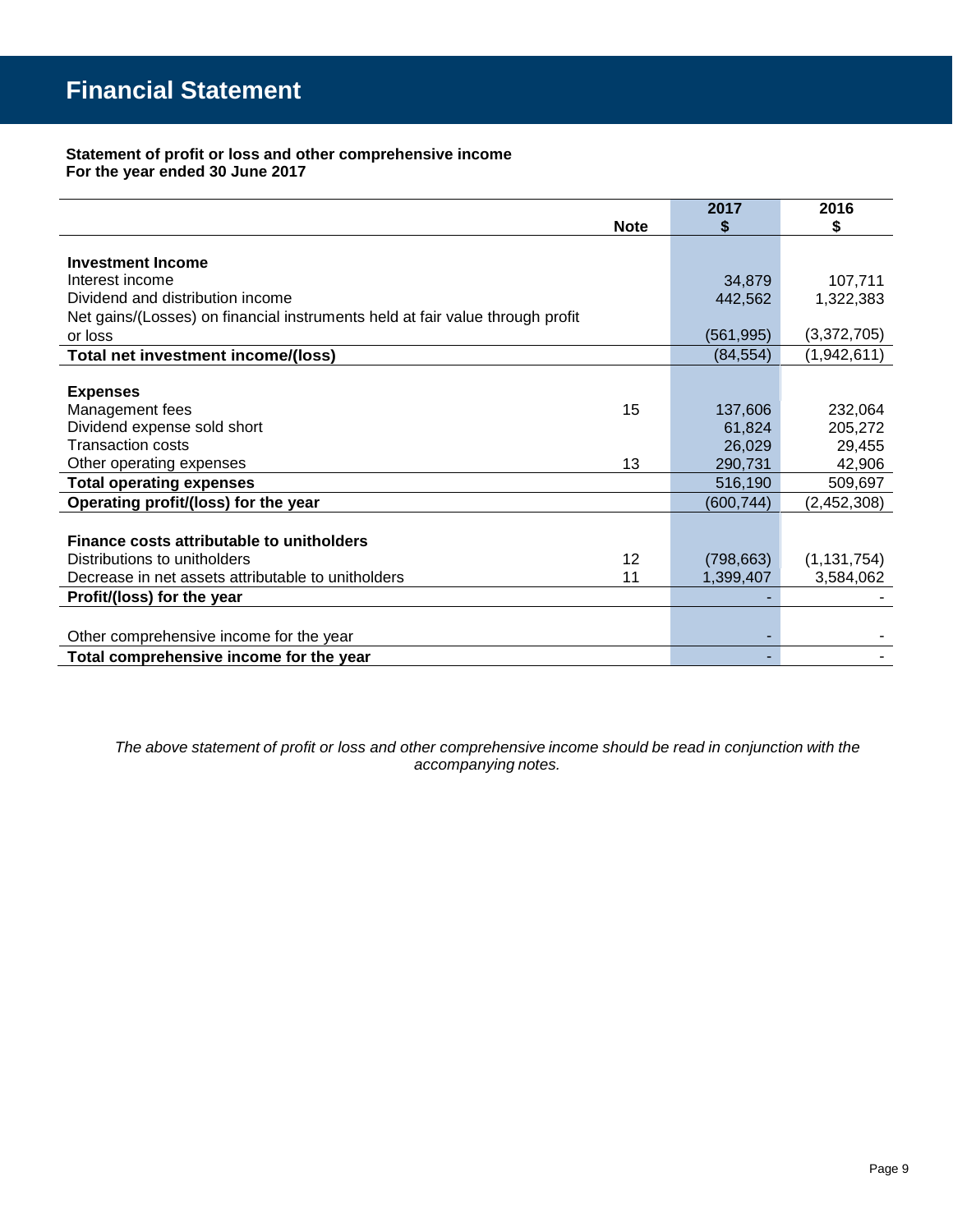# Financial Statement

**Statement of profit or loss and other comprehensive income**
**For the year ended 30 June 2017**

| | Note | 2017 $ | 2016 $ |
|---|---|---|---|
| **Investment Income** | | | |
| Interest income | | 34,879 | 107,711 |
| Dividend and distribution income | | 442,562 | 1,322,383 |
| Net gains/(Losses) on financial instruments held at fair value through profit or loss | | (561,995) | (3,372,705) |
| **Total net investment income/(loss)** | | (84,554) | (1,942,611) |
| **Expenses** | | | |
| Management fees | 15 | 137,606 | 232,064 |
| Dividend expense sold short | | 61,824 | 205,272 |
| Transaction costs | | 26,029 | 29,455 |
| Other operating expenses | 13 | 290,731 | 42,906 |
| **Total operating expenses** | | 516,190 | 509,697 |
| **Operating profit/(loss) for the year** | | (600,744) | (2,452,308) |
| **Finance costs attributable to unitholders** | | | |
| Distributions to unitholders | 12 | (798,663) | (1,131,754) |
| Decrease in net assets attributable to unitholders | 11 | 1,399,407 | 3,584,062 |
| **Profit/(loss) for the year** | | - | - |
| Other comprehensive income for the year | | - | - |
| **Total comprehensive income for the year** | | - | - |

*The above statement of profit or loss and other comprehensive income should be read in conjunction with the accompanying notes.*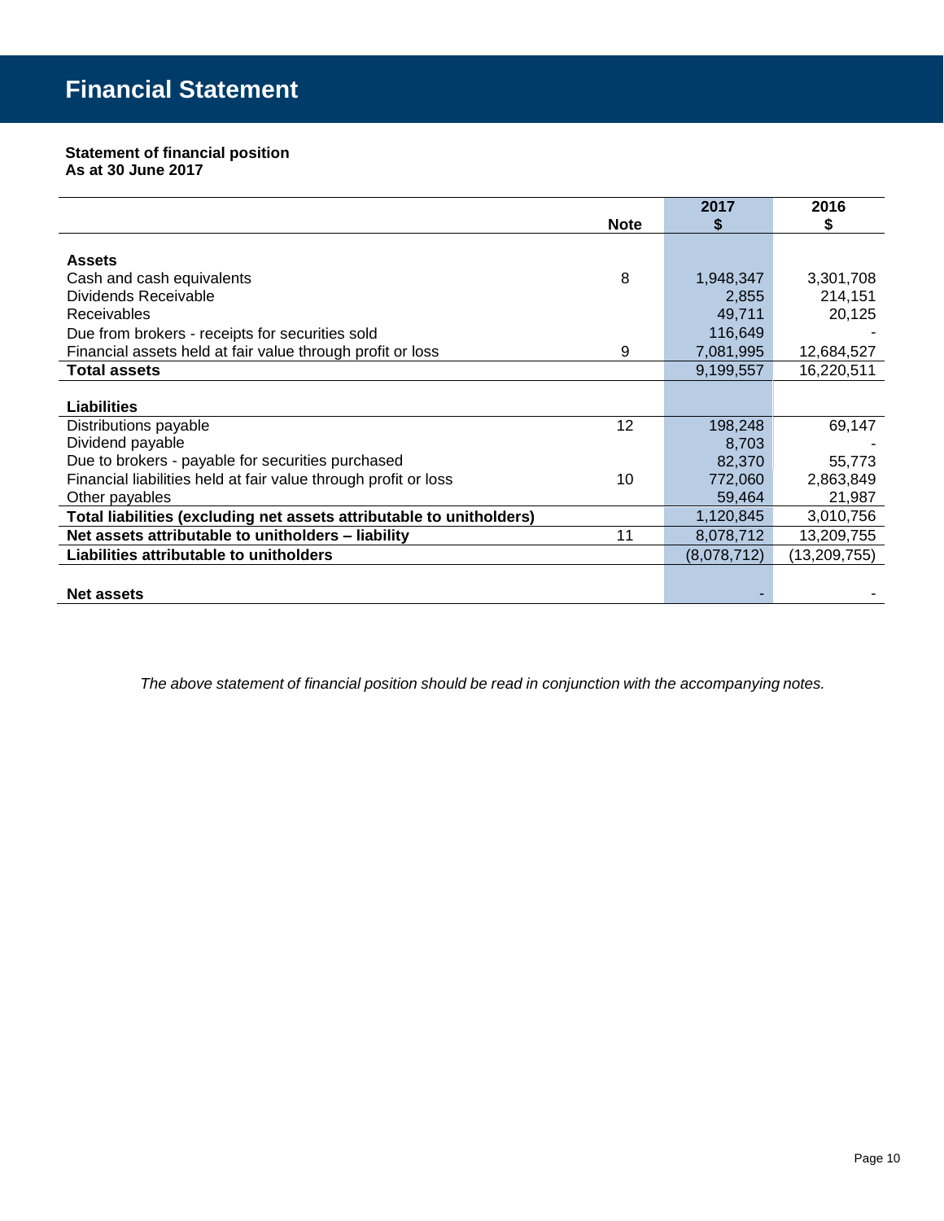# Financial Statement

**Statement of financial position**
**As at 30 June 2017**

| | Note | 2017 $ | 2016 $ |
|---|---|---|---|
| **Assets** | | | |
| Cash and cash equivalents | 8 | 1,948,347 | 3,301,708 |
| Dividends Receivable | | 2,855 | 214,151 |
| Receivables | | 49,711 | 20,125 |
| Due from brokers - receipts for securities sold | | 116,649 | - |
| Financial assets held at fair value through profit or loss | 9 | 7,081,995 | 12,684,527 |
| **Total assets** | | 9,199,557 | 16,220,511 |
| **Liabilities** | | | |
| Distributions payable | 12 | 198,248 | 69,147 |
| Dividend payable | | 8,703 | - |
| Due to brokers - payable for securities purchased | | 82,370 | 55,773 |
| Financial liabilities held at fair value through profit or loss | 10 | 772,060 | 2,863,849 |
| Other payables | | 59,464 | 21,987 |
| **Total liabilities (excluding net assets attributable to unitholders)** | | 1,120,845 | 3,010,756 |
| **Net assets attributable to unitholders – liability** | 11 | 8,078,712 | 13,209,755 |
| **Liabilities attributable to unitholders** | | (8,078,712) | (13,209,755) |
| **Net assets** | | - | - |

*The above statement of financial position should be read in conjunction with the accompanying notes.*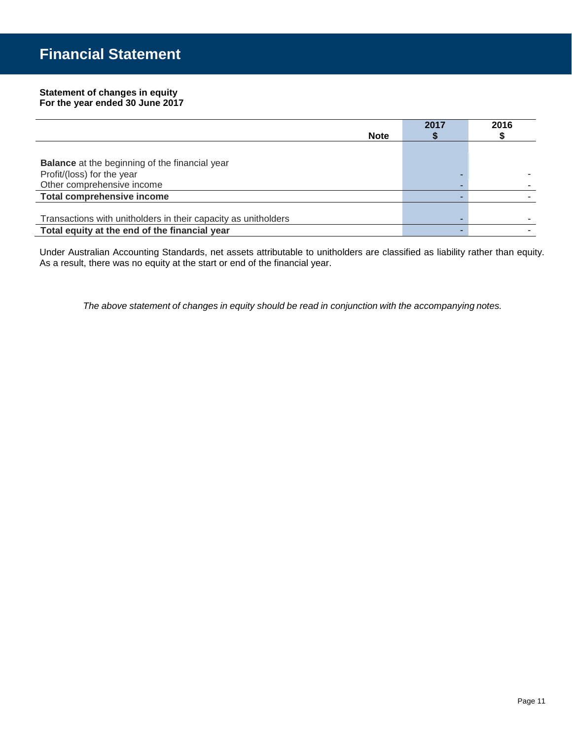# Financial Statement

**Statement of changes in equity**
**For the year ended 30 June 2017**

| | Note | 2017 $ | 2016 $ |
|---|---|---|---|
| **Balance** at the beginning of the financial year | | | |
| Profit/(loss) for the year | | - | - |
| Other comprehensive income | | - | - |
| **Total comprehensive income** | | - | - |
| Transactions with unitholders in their capacity as unitholders | | - | - |
| **Total equity at the end of the financial year** | | - | - |

Under Australian Accounting Standards, net assets attributable to unitholders are classified as liability rather than equity. As a result, there was no equity at the start or end of the financial year.

*The above statement of changes in equity should be read in conjunction with the accompanying notes.*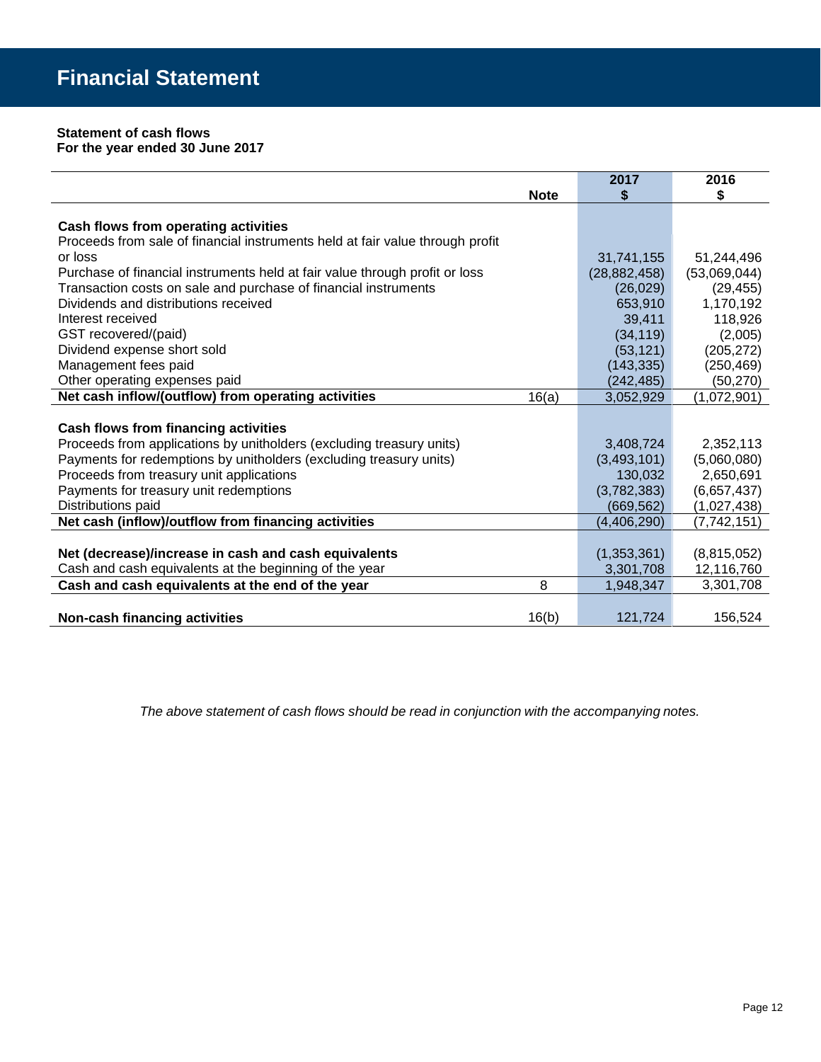# Financial Statement

**Statement of cash flows**
**For the year ended 30 June 2017**

| | Note | 2017<br>$ | 2016<br>$ |
|---|---|---|---|
| **Cash flows from operating activities** | | | |
| Proceeds from sale of financial instruments held at fair value through profit or loss | | 31,741,155 | 51,244,496 |
| Purchase of financial instruments held at fair value through profit or loss | | (28,882,458) | (53,069,044) |
| Transaction costs on sale and purchase of financial instruments | | (26,029) | (29,455) |
| Dividends and distributions received | | 653,910 | 1,170,192 |
| Interest received | | 39,411 | 118,926 |
| GST recovered/(paid) | | (34,119) | (2,005) |
| Dividend expense short sold | | (53,121) | (205,272) |
| Management fees paid | | (143,335) | (250,469) |
| Other operating expenses paid | | (242,485) | (50,270) |
| **Net cash inflow/(outflow) from operating activities** | 16(a) | 3,052,929 | (1,072,901) |
| **Cash flows from financing activities** | | | |
| Proceeds from applications by unitholders (excluding treasury units) | | 3,408,724 | 2,352,113 |
| Payments for redemptions by unitholders (excluding treasury units) | | (3,493,101) | (5,060,080) |
| Proceeds from treasury unit applications | | 130,032 | 2,650,691 |
| Payments for treasury unit redemptions | | (3,782,383) | (6,657,437) |
| Distributions paid | | (669,562) | (1,027,438) |
| **Net cash (inflow)/outflow from financing activities** | | (4,406,290) | (7,742,151) |
| **Net (decrease)/increase in cash and cash equivalents** | | (1,353,361) | (8,815,052) |
| Cash and cash equivalents at the beginning of the year | | 3,301,708 | 12,116,760 |
| **Cash and cash equivalents at the end of the year** | 8 | 1,948,347 | 3,301,708 |
| **Non-cash financing activities** | 16(b) | 121,724 | 156,524 |

*The above statement of cash flows should be read in conjunction with the accompanying notes.*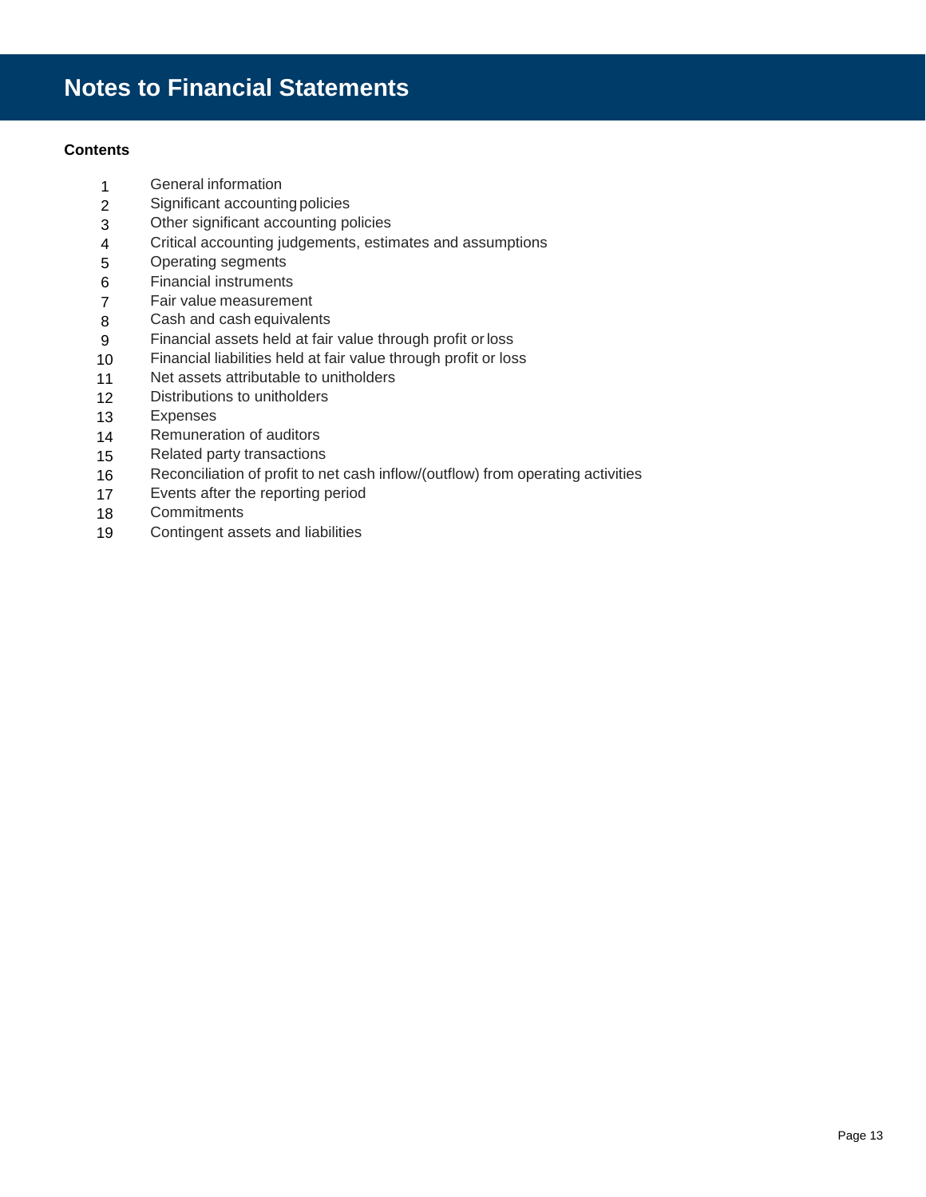# Notes to Financial Statements

**Contents**

| | |
|---|---|
| 1 | General information |
| 2 | Significant accounting policies |
| 3 | Other significant accounting policies |
| 4 | Critical accounting judgements, estimates and assumptions |
| 5 | Operating segments |
| 6 | Financial instruments |
| 7 | Fair value measurement |
| 8 | Cash and cash equivalents |
| 9 | Financial assets held at fair value through profit or loss |
| 10 | Financial liabilities held at fair value through profit or loss |
| 11 | Net assets attributable to unitholders |
| 12 | Distributions to unitholders |
| 13 | Expenses |
| 14 | Remuneration of auditors |
| 15 | Related party transactions |
| 16 | Reconciliation of profit to net cash inflow/(outflow) from operating activities |
| 17 | Events after the reporting period |
| 18 | Commitments |
| 19 | Contingent assets and liabilities |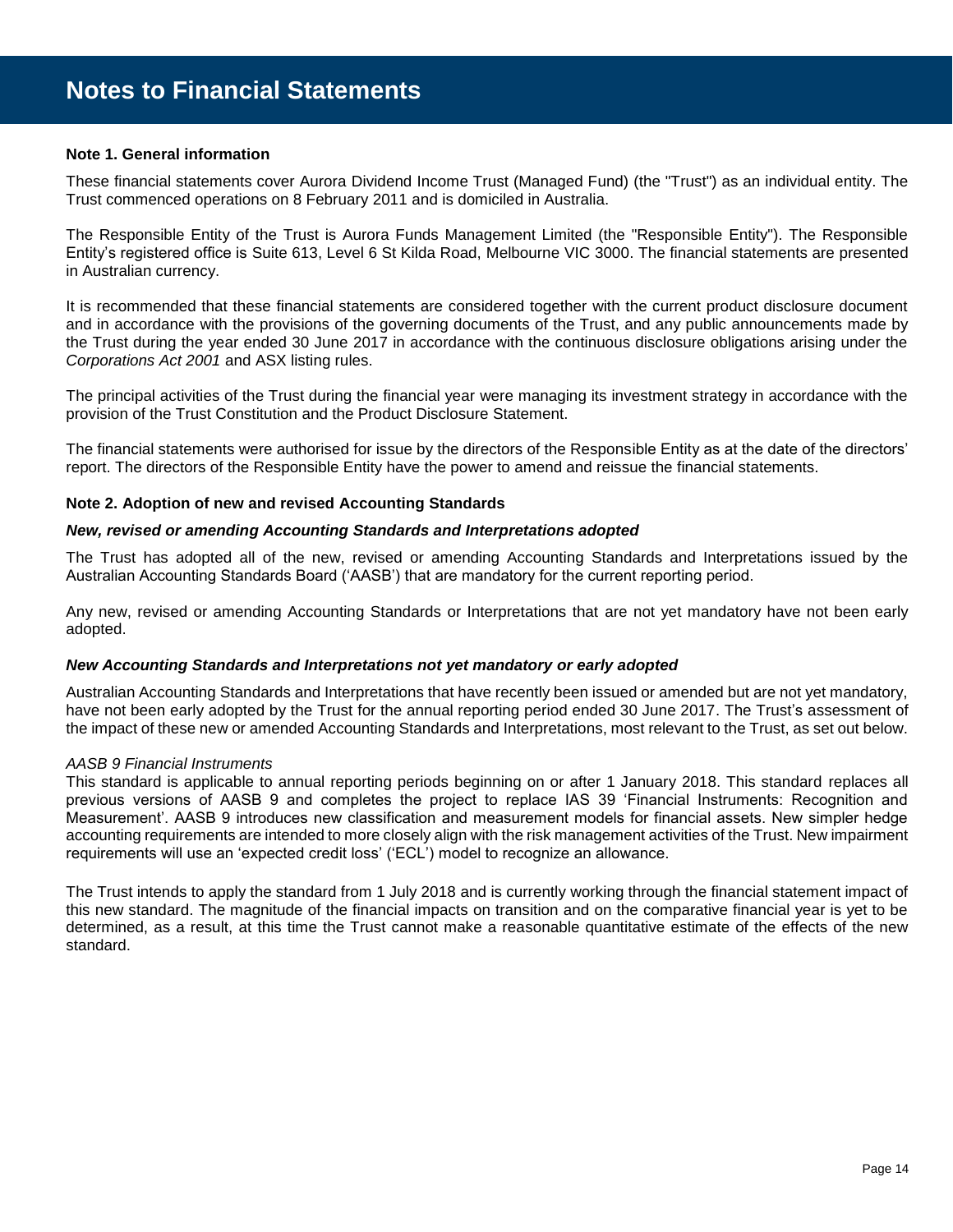# Notes to Financial Statements

**Note 1. General information**

These financial statements cover Aurora Dividend Income Trust (Managed Fund) (the "Trust") as an individual entity. The Trust commenced operations on 8 February 2011 and is domiciled in Australia.

The Responsible Entity of the Trust is Aurora Funds Management Limited (the "Responsible Entity"). The Responsible Entity's registered office is Suite 613, Level 6 St Kilda Road, Melbourne VIC 3000. The financial statements are presented in Australian currency.

It is recommended that these financial statements are considered together with the current product disclosure document and in accordance with the provisions of the governing documents of the Trust, and any public announcements made by the Trust during the year ended 30 June 2017 in accordance with the continuous disclosure obligations arising under the *Corporations Act 2001* and ASX listing rules.

The principal activities of the Trust during the financial year were managing its investment strategy in accordance with the provision of the Trust Constitution and the Product Disclosure Statement.

The financial statements were authorised for issue by the directors of the Responsible Entity as at the date of the directors' report. The directors of the Responsible Entity have the power to amend and reissue the financial statements.

**Note 2. Adoption of new and revised Accounting Standards**

***New, revised or amending Accounting Standards and Interpretations adopted***

The Trust has adopted all of the new, revised or amending Accounting Standards and Interpretations issued by the Australian Accounting Standards Board ('AASB') that are mandatory for the current reporting period.

Any new, revised or amending Accounting Standards or Interpretations that are not yet mandatory have not been early adopted.

***New Accounting Standards and Interpretations not yet mandatory or early adopted***

Australian Accounting Standards and Interpretations that have recently been issued or amended but are not yet mandatory, have not been early adopted by the Trust for the annual reporting period ended 30 June 2017. The Trust's assessment of the impact of these new or amended Accounting Standards and Interpretations, most relevant to the Trust, as set out below.

*AASB 9 Financial Instruments*

This standard is applicable to annual reporting periods beginning on or after 1 January 2018. This standard replaces all previous versions of AASB 9 and completes the project to replace IAS 39 'Financial Instruments: Recognition and Measurement'. AASB 9 introduces new classification and measurement models for financial assets. New simpler hedge accounting requirements are intended to more closely align with the risk management activities of the Trust. New impairment requirements will use an 'expected credit loss' ('ECL') model to recognize an allowance.

The Trust intends to apply the standard from 1 July 2018 and is currently working through the financial statement impact of this new standard. The magnitude of the financial impacts on transition and on the comparative financial year is yet to be determined, as a result, at this time the Trust cannot make a reasonable quantitative estimate of the effects of the new standard.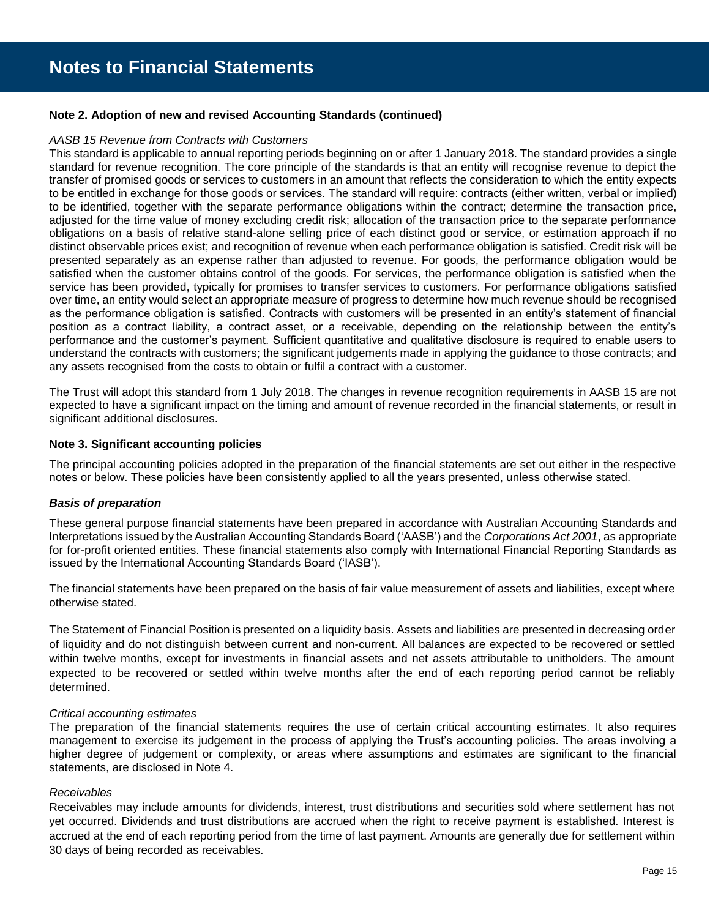# Notes to Financial Statements

**Note 2. Adoption of new and revised Accounting Standards (continued)**

*AASB 15 Revenue from Contracts with Customers*
This standard is applicable to annual reporting periods beginning on or after 1 January 2018. The standard provides a single standard for revenue recognition. The core principle of the standards is that an entity will recognise revenue to depict the transfer of promised goods or services to customers in an amount that reflects the consideration to which the entity expects to be entitled in exchange for those goods or services. The standard will require: contracts (either written, verbal or implied) to be identified, together with the separate performance obligations within the contract; determine the transaction price, adjusted for the time value of money excluding credit risk; allocation of the transaction price to the separate performance obligations on a basis of relative stand-alone selling price of each distinct good or service, or estimation approach if no distinct observable prices exist; and recognition of revenue when each performance obligation is satisfied. Credit risk will be presented separately as an expense rather than adjusted to revenue. For goods, the performance obligation would be satisfied when the customer obtains control of the goods. For services, the performance obligation is satisfied when the service has been provided, typically for promises to transfer services to customers. For performance obligations satisfied over time, an entity would select an appropriate measure of progress to determine how much revenue should be recognised as the performance obligation is satisfied. Contracts with customers will be presented in an entity's statement of financial position as a contract liability, a contract asset, or a receivable, depending on the relationship between the entity's performance and the customer's payment. Sufficient quantitative and qualitative disclosure is required to enable users to understand the contracts with customers; the significant judgements made in applying the guidance to those contracts; and any assets recognised from the costs to obtain or fulfil a contract with a customer.

The Trust will adopt this standard from 1 July 2018. The changes in revenue recognition requirements in AASB 15 are not expected to have a significant impact on the timing and amount of revenue recorded in the financial statements, or result in significant additional disclosures.

**Note 3. Significant accounting policies**

The principal accounting policies adopted in the preparation of the financial statements are set out either in the respective notes or below. These policies have been consistently applied to all the years presented, unless otherwise stated.

***Basis of preparation***

These general purpose financial statements have been prepared in accordance with Australian Accounting Standards and Interpretations issued by the Australian Accounting Standards Board ('AASB') and the *Corporations Act 2001*, as appropriate for for-profit oriented entities. These financial statements also comply with International Financial Reporting Standards as issued by the International Accounting Standards Board ('IASB').

The financial statements have been prepared on the basis of fair value measurement of assets and liabilities, except where otherwise stated.

The Statement of Financial Position is presented on a liquidity basis. Assets and liabilities are presented in decreasing order of liquidity and do not distinguish between current and non-current. All balances are expected to be recovered or settled within twelve months, except for investments in financial assets and net assets attributable to unitholders. The amount expected to be recovered or settled within twelve months after the end of each reporting period cannot be reliably determined.

*Critical accounting estimates*
The preparation of the financial statements requires the use of certain critical accounting estimates. It also requires management to exercise its judgement in the process of applying the Trust's accounting policies. The areas involving a higher degree of judgement or complexity, or areas where assumptions and estimates are significant to the financial statements, are disclosed in Note 4.

*Receivables*
Receivables may include amounts for dividends, interest, trust distributions and securities sold where settlement has not yet occurred. Dividends and trust distributions are accrued when the right to receive payment is established. Interest is accrued at the end of each reporting period from the time of last payment. Amounts are generally due for settlement within 30 days of being recorded as receivables.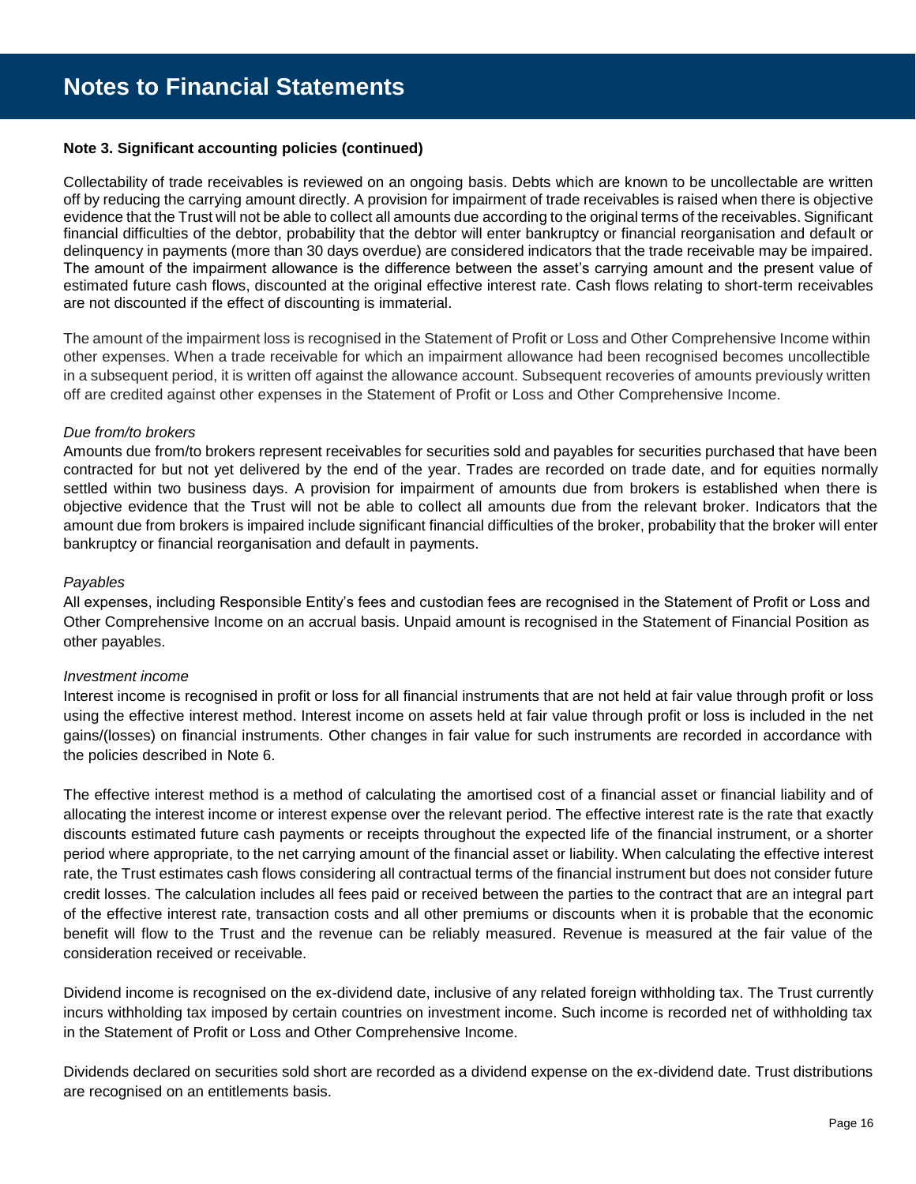# Notes to Financial Statements

**Note 3. Significant accounting policies (continued)**

Collectability of trade receivables is reviewed on an ongoing basis. Debts which are known to be uncollectable are written off by reducing the carrying amount directly. A provision for impairment of trade receivables is raised when there is objective evidence that the Trust will not be able to collect all amounts due according to the original terms of the receivables. Significant financial difficulties of the debtor, probability that the debtor will enter bankruptcy or financial reorganisation and default or delinquency in payments (more than 30 days overdue) are considered indicators that the trade receivable may be impaired. The amount of the impairment allowance is the difference between the asset's carrying amount and the present value of estimated future cash flows, discounted at the original effective interest rate. Cash flows relating to short-term receivables are not discounted if the effect of discounting is immaterial.

The amount of the impairment loss is recognised in the Statement of Profit or Loss and Other Comprehensive Income within other expenses. When a trade receivable for which an impairment allowance had been recognised becomes uncollectible in a subsequent period, it is written off against the allowance account. Subsequent recoveries of amounts previously written off are credited against other expenses in the Statement of Profit or Loss and Other Comprehensive Income.

*Due from/to brokers*

Amounts due from/to brokers represent receivables for securities sold and payables for securities purchased that have been contracted for but not yet delivered by the end of the year. Trades are recorded on trade date, and for equities normally settled within two business days. A provision for impairment of amounts due from brokers is established when there is objective evidence that the Trust will not be able to collect all amounts due from the relevant broker. Indicators that the amount due from brokers is impaired include significant financial difficulties of the broker, probability that the broker will enter bankruptcy or financial reorganisation and default in payments.

*Payables*

All expenses, including Responsible Entity's fees and custodian fees are recognised in the Statement of Profit or Loss and Other Comprehensive Income on an accrual basis. Unpaid amount is recognised in the Statement of Financial Position as other payables.

*Investment income*

Interest income is recognised in profit or loss for all financial instruments that are not held at fair value through profit or loss using the effective interest method. Interest income on assets held at fair value through profit or loss is included in the net gains/(losses) on financial instruments. Other changes in fair value for such instruments are recorded in accordance with the policies described in Note 6.

The effective interest method is a method of calculating the amortised cost of a financial asset or financial liability and of allocating the interest income or interest expense over the relevant period. The effective interest rate is the rate that exactly discounts estimated future cash payments or receipts throughout the expected life of the financial instrument, or a shorter period where appropriate, to the net carrying amount of the financial asset or liability. When calculating the effective interest rate, the Trust estimates cash flows considering all contractual terms of the financial instrument but does not consider future credit losses. The calculation includes all fees paid or received between the parties to the contract that are an integral part of the effective interest rate, transaction costs and all other premiums or discounts when it is probable that the economic benefit will flow to the Trust and the revenue can be reliably measured. Revenue is measured at the fair value of the consideration received or receivable.

Dividend income is recognised on the ex-dividend date, inclusive of any related foreign withholding tax. The Trust currently incurs withholding tax imposed by certain countries on investment income. Such income is recorded net of withholding tax in the Statement of Profit or Loss and Other Comprehensive Income.

Dividends declared on securities sold short are recorded as a dividend expense on the ex-dividend date. Trust distributions are recognised on an entitlements basis.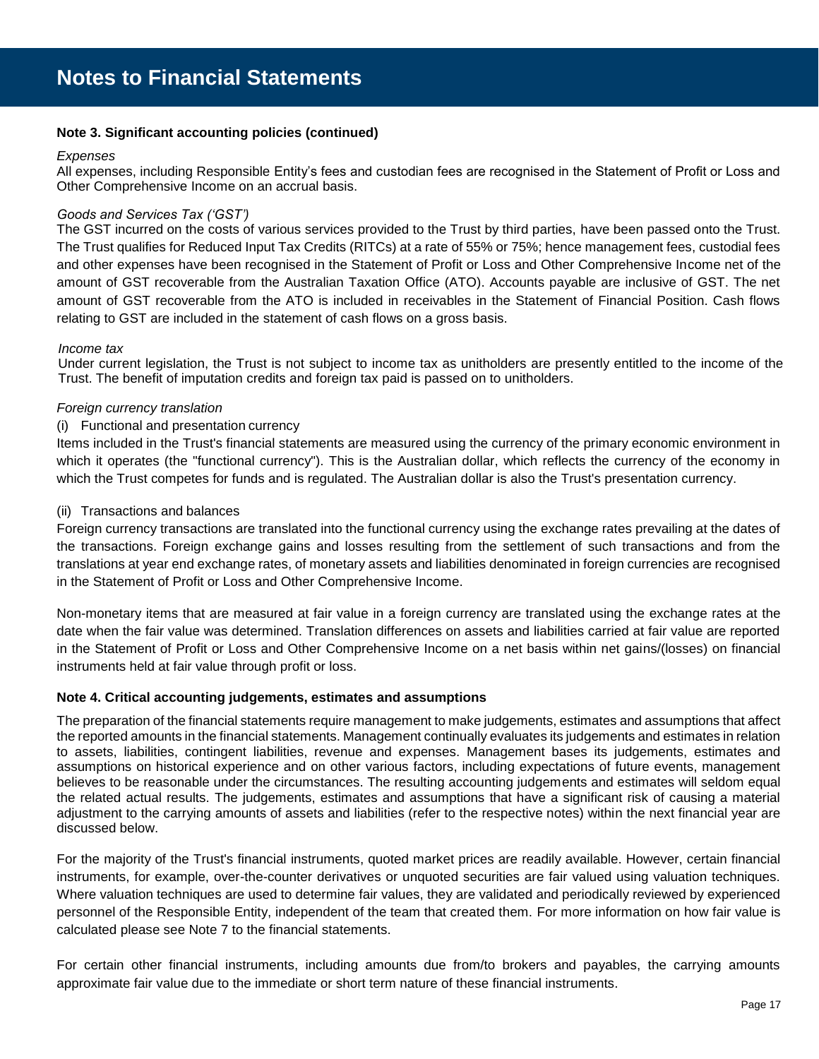# Notes to Financial Statements

**Note 3. Significant accounting policies (continued)**

*Expenses*

All expenses, including Responsible Entity's fees and custodian fees are recognised in the Statement of Profit or Loss and Other Comprehensive Income on an accrual basis.

*Goods and Services Tax ('GST')*

The GST incurred on the costs of various services provided to the Trust by third parties, have been passed onto the Trust. The Trust qualifies for Reduced Input Tax Credits (RITCs) at a rate of 55% or 75%; hence management fees, custodial fees and other expenses have been recognised in the Statement of Profit or Loss and Other Comprehensive Income net of the amount of GST recoverable from the Australian Taxation Office (ATO). Accounts payable are inclusive of GST. The net amount of GST recoverable from the ATO is included in receivables in the Statement of Financial Position. Cash flows relating to GST are included in the statement of cash flows on a gross basis.

*Income tax*

Under current legislation, the Trust is not subject to income tax as unitholders are presently entitled to the income of the Trust. The benefit of imputation credits and foreign tax paid is passed on to unitholders.

*Foreign currency translation*

(i) Functional and presentation currency

Items included in the Trust's financial statements are measured using the currency of the primary economic environment in which it operates (the "functional currency"). This is the Australian dollar, which reflects the currency of the economy in which the Trust competes for funds and is regulated. The Australian dollar is also the Trust's presentation currency.

(ii) Transactions and balances

Foreign currency transactions are translated into the functional currency using the exchange rates prevailing at the dates of the transactions. Foreign exchange gains and losses resulting from the settlement of such transactions and from the translations at year end exchange rates, of monetary assets and liabilities denominated in foreign currencies are recognised in the Statement of Profit or Loss and Other Comprehensive Income.

Non-monetary items that are measured at fair value in a foreign currency are translated using the exchange rates at the date when the fair value was determined. Translation differences on assets and liabilities carried at fair value are reported in the Statement of Profit or Loss and Other Comprehensive Income on a net basis within net gains/(losses) on financial instruments held at fair value through profit or loss.

**Note 4. Critical accounting judgements, estimates and assumptions**

The preparation of the financial statements require management to make judgements, estimates and assumptions that affect the reported amounts in the financial statements. Management continually evaluates its judgements and estimates in relation to assets, liabilities, contingent liabilities, revenue and expenses. Management bases its judgements, estimates and assumptions on historical experience and on other various factors, including expectations of future events, management believes to be reasonable under the circumstances. The resulting accounting judgements and estimates will seldom equal the related actual results. The judgements, estimates and assumptions that have a significant risk of causing a material adjustment to the carrying amounts of assets and liabilities (refer to the respective notes) within the next financial year are discussed below.

For the majority of the Trust's financial instruments, quoted market prices are readily available. However, certain financial instruments, for example, over-the-counter derivatives or unquoted securities are fair valued using valuation techniques. Where valuation techniques are used to determine fair values, they are validated and periodically reviewed by experienced personnel of the Responsible Entity, independent of the team that created them. For more information on how fair value is calculated please see Note 7 to the financial statements.

For certain other financial instruments, including amounts due from/to brokers and payables, the carrying amounts approximate fair value due to the immediate or short term nature of these financial instruments.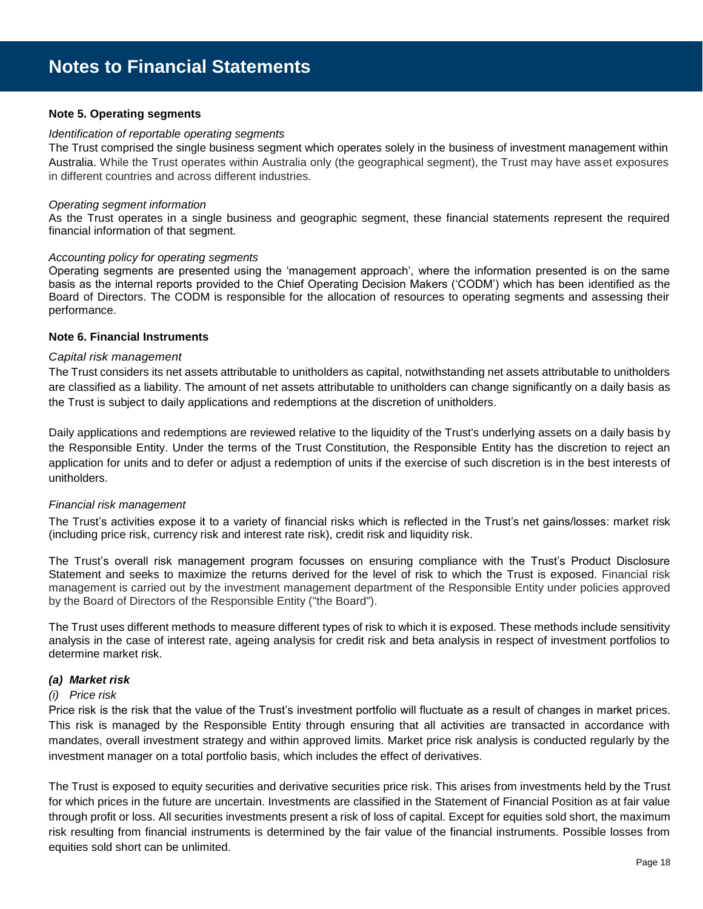# Notes to Financial Statements

**Note 5. Operating segments**

*Identification of reportable operating segments*

The Trust comprised the single business segment which operates solely in the business of investment management within Australia. While the Trust operates within Australia only (the geographical segment), the Trust may have asset exposures in different countries and across different industries.

*Operating segment information*

As the Trust operates in a single business and geographic segment, these financial statements represent the required financial information of that segment.

*Accounting policy for operating segments*

Operating segments are presented using the 'management approach', where the information presented is on the same basis as the internal reports provided to the Chief Operating Decision Makers ('CODM') which has been identified as the Board of Directors. The CODM is responsible for the allocation of resources to operating segments and assessing their performance.

**Note 6. Financial Instruments**

*Capital risk management*

The Trust considers its net assets attributable to unitholders as capital, notwithstanding net assets attributable to unitholders are classified as a liability. The amount of net assets attributable to unitholders can change significantly on a daily basis as the Trust is subject to daily applications and redemptions at the discretion of unitholders.

Daily applications and redemptions are reviewed relative to the liquidity of the Trust's underlying assets on a daily basis by the Responsible Entity. Under the terms of the Trust Constitution, the Responsible Entity has the discretion to reject an application for units and to defer or adjust a redemption of units if the exercise of such discretion is in the best interests of unitholders.

*Financial risk management*

The Trust's activities expose it to a variety of financial risks which is reflected in the Trust's net gains/losses: market risk (including price risk, currency risk and interest rate risk), credit risk and liquidity risk.

The Trust's overall risk management program focusses on ensuring compliance with the Trust's Product Disclosure Statement and seeks to maximize the returns derived for the level of risk to which the Trust is exposed. Financial risk management is carried out by the investment management department of the Responsible Entity under policies approved by the Board of Directors of the Responsible Entity ("the Board").

The Trust uses different methods to measure different types of risk to which it is exposed. These methods include sensitivity analysis in the case of interest rate, ageing analysis for credit risk and beta analysis in respect of investment portfolios to determine market risk.

***(a) Market risk***

*(i) Price risk*

Price risk is the risk that the value of the Trust's investment portfolio will fluctuate as a result of changes in market prices. This risk is managed by the Responsible Entity through ensuring that all activities are transacted in accordance with mandates, overall investment strategy and within approved limits. Market price risk analysis is conducted regularly by the investment manager on a total portfolio basis, which includes the effect of derivatives.

The Trust is exposed to equity securities and derivative securities price risk. This arises from investments held by the Trust for which prices in the future are uncertain. Investments are classified in the Statement of Financial Position as at fair value through profit or loss. All securities investments present a risk of loss of capital. Except for equities sold short, the maximum risk resulting from financial instruments is determined by the fair value of the financial instruments. Possible losses from equities sold short can be unlimited.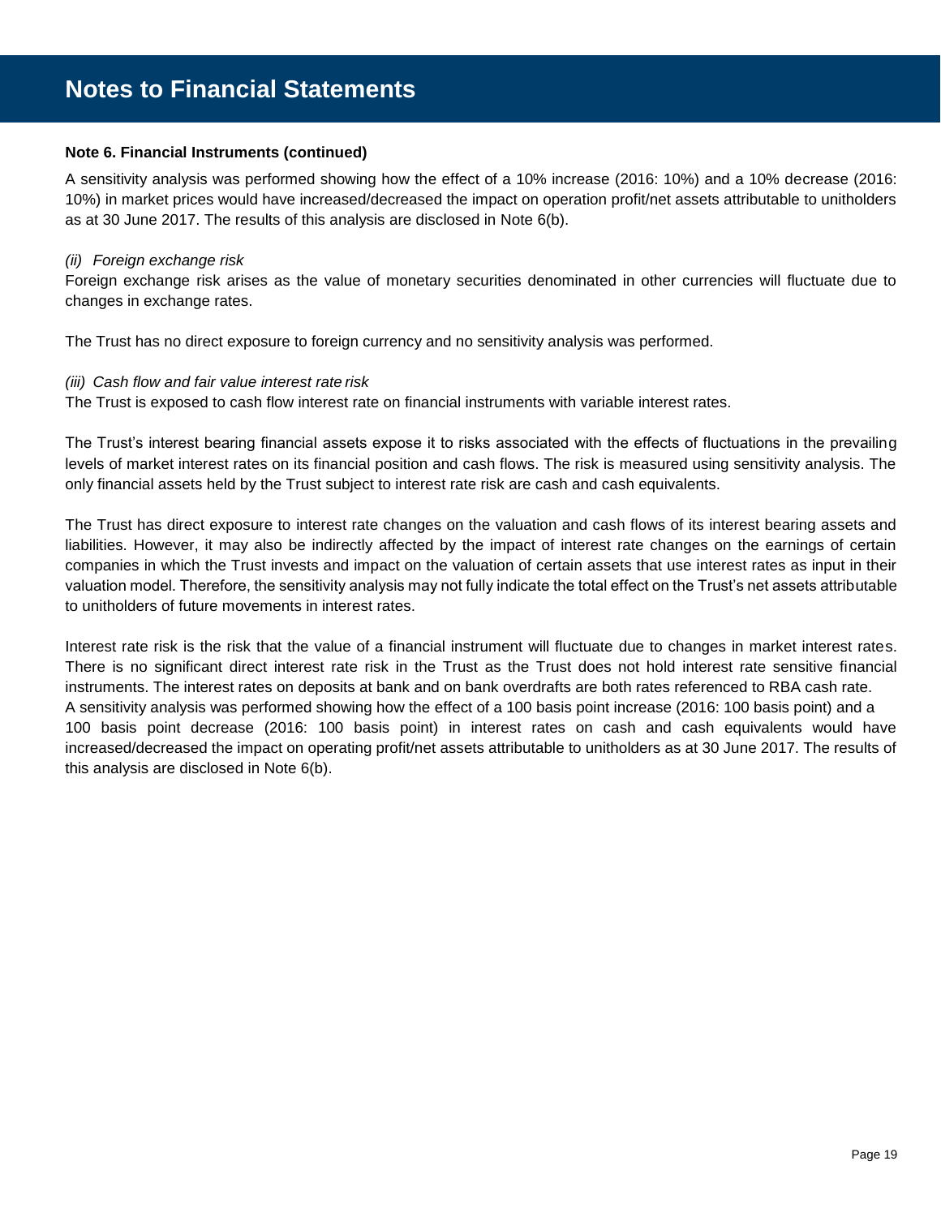# Notes to Financial Statements

**Note 6. Financial Instruments (continued)**

A sensitivity analysis was performed showing how the effect of a 10% increase (2016: 10%) and a 10% decrease (2016: 10%) in market prices would have increased/decreased the impact on operation profit/net assets attributable to unitholders as at 30 June 2017. The results of this analysis are disclosed in Note 6(b).

*(ii) Foreign exchange risk*

Foreign exchange risk arises as the value of monetary securities denominated in other currencies will fluctuate due to changes in exchange rates.

The Trust has no direct exposure to foreign currency and no sensitivity analysis was performed.

*(iii) Cash flow and fair value interest rate risk*

The Trust is exposed to cash flow interest rate on financial instruments with variable interest rates.

The Trust's interest bearing financial assets expose it to risks associated with the effects of fluctuations in the prevailing levels of market interest rates on its financial position and cash flows. The risk is measured using sensitivity analysis. The only financial assets held by the Trust subject to interest rate risk are cash and cash equivalents.

The Trust has direct exposure to interest rate changes on the valuation and cash flows of its interest bearing assets and liabilities. However, it may also be indirectly affected by the impact of interest rate changes on the earnings of certain companies in which the Trust invests and impact on the valuation of certain assets that use interest rates as input in their valuation model. Therefore, the sensitivity analysis may not fully indicate the total effect on the Trust's net assets attributable to unitholders of future movements in interest rates.

Interest rate risk is the risk that the value of a financial instrument will fluctuate due to changes in market interest rates. There is no significant direct interest rate risk in the Trust as the Trust does not hold interest rate sensitive financial instruments. The interest rates on deposits at bank and on bank overdrafts are both rates referenced to RBA cash rate.
A sensitivity analysis was performed showing how the effect of a 100 basis point increase (2016: 100 basis point) and a 100 basis point decrease (2016: 100 basis point) in interest rates on cash and cash equivalents would have increased/decreased the impact on operating profit/net assets attributable to unitholders as at 30 June 2017. The results of this analysis are disclosed in Note 6(b).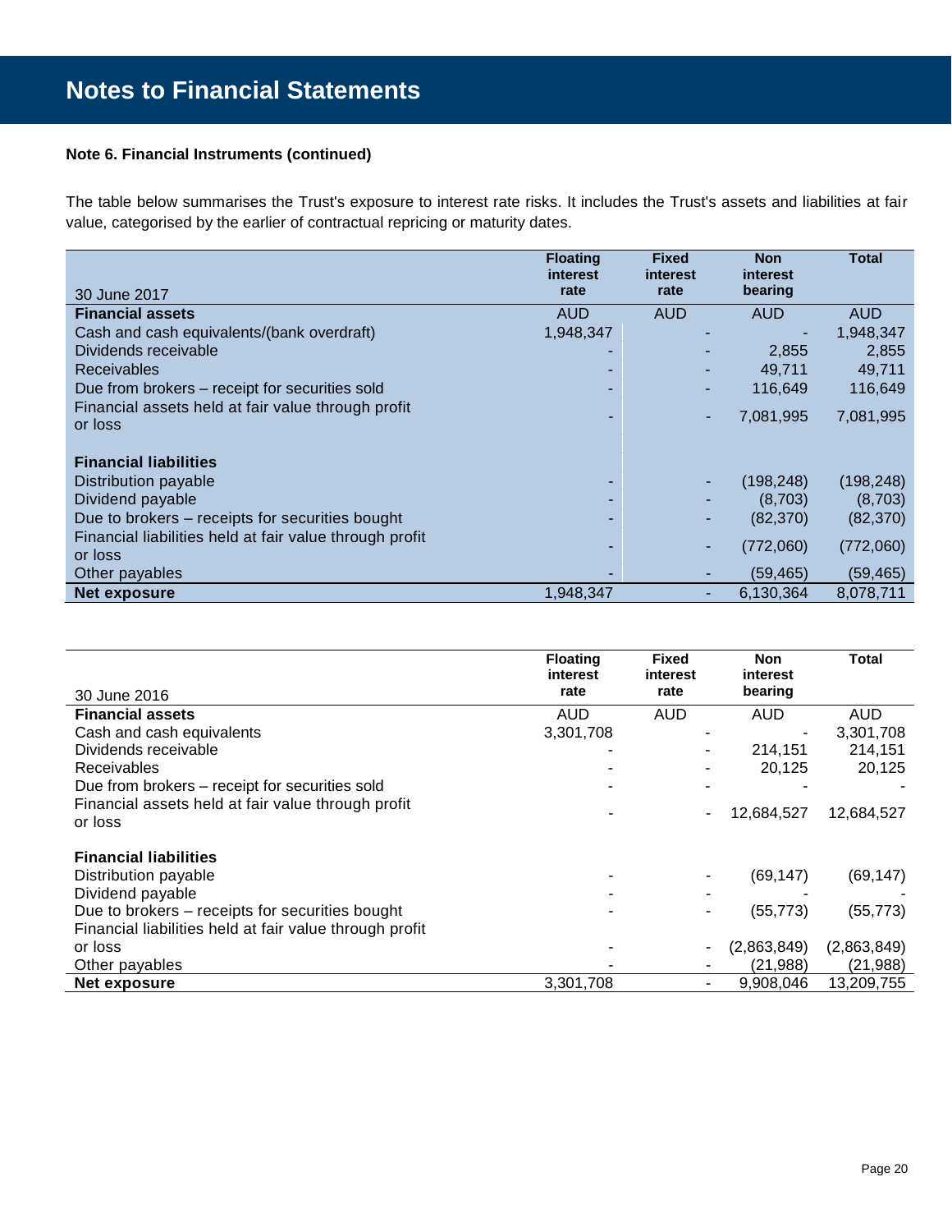# Notes to Financial Statements

**Note 6. Financial Instruments (continued)**

The table below summarises the Trust's exposure to interest rate risks. It includes the Trust's assets and liabilities at fair value, categorised by the earlier of contractual repricing or maturity dates.

| 30 June 2017 | Floating interest rate | Fixed interest rate | Non interest bearing | Total |
|---|---|---|---|---|
| **Financial assets** | AUD | AUD | AUD | AUD |
| Cash and cash equivalents/(bank overdraft) | 1,948,347 | - | - | 1,948,347 |
| Dividends receivable | - | - | 2,855 | 2,855 |
| Receivables | - | - | 49,711 | 49,711 |
| Due from brokers – receipt for securities sold | - | - | 116,649 | 116,649 |
| Financial assets held at fair value through profit or loss | - | - | 7,081,995 | 7,081,995 |
| **Financial liabilities** | | | | |
| Distribution payable | - | - | (198,248) | (198,248) |
| Dividend payable | - | - | (8,703) | (8,703) |
| Due to brokers – receipts for securities bought | - | - | (82,370) | (82,370) |
| Financial liabilities held at fair value through profit or loss | - | - | (772,060) | (772,060) |
| Other payables | - | - | (59,465) | (59,465) |
| **Net exposure** | 1,948,347 | - | 6,130,364 | 8,078,711 |

| 30 June 2016 | Floating interest rate | Fixed interest rate | Non interest bearing | Total |
|---|---|---|---|---|
| **Financial assets** | AUD | AUD | AUD | AUD |
| Cash and cash equivalents | 3,301,708 | - | - | 3,301,708 |
| Dividends receivable | - | - | 214,151 | 214,151 |
| Receivables | - | - | 20,125 | 20,125 |
| Due from brokers – receipt for securities sold | - | - | - | - |
| Financial assets held at fair value through profit or loss | - | - | 12,684,527 | 12,684,527 |
| **Financial liabilities** | | | | |
| Distribution payable | - | - | (69,147) | (69,147) |
| Dividend payable | - | - | - | - |
| Due to brokers – receipts for securities bought | - | - | (55,773) | (55,773) |
| Financial liabilities held at fair value through profit or loss | - | - | (2,863,849) | (2,863,849) |
| Other payables | - | - | (21,988) | (21,988) |
| **Net exposure** | 3,301,708 | - | 9,908,046 | 13,209,755 |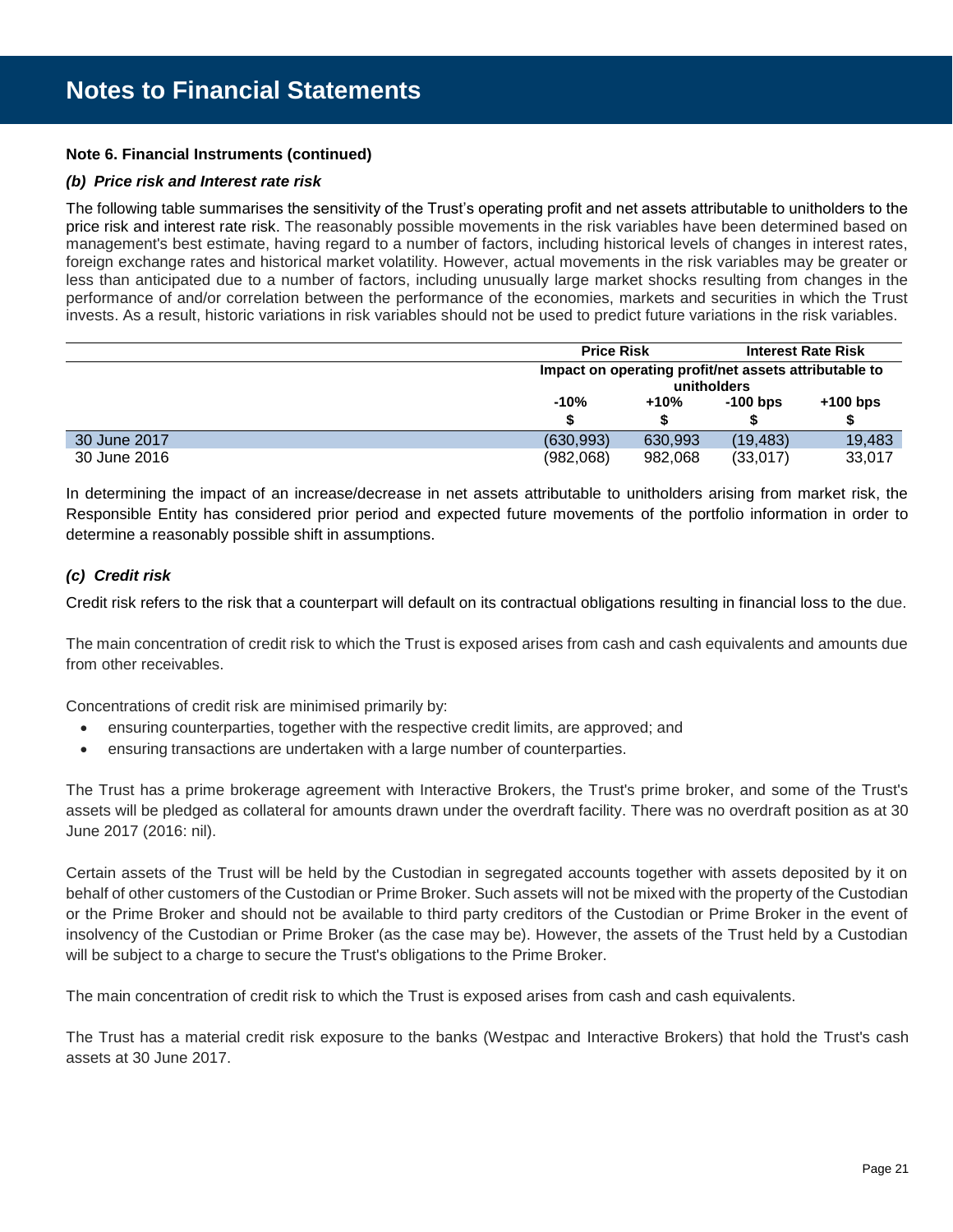# Notes to Financial Statements

**Note 6. Financial Instruments (continued)**

***(b) Price risk and Interest rate risk***

The following table summarises the sensitivity of the Trust's operating profit and net assets attributable to unitholders to the price risk and interest rate risk. The reasonably possible movements in the risk variables have been determined based on management's best estimate, having regard to a number of factors, including historical levels of changes in interest rates, foreign exchange rates and historical market volatility. However, actual movements in the risk variables may be greater or less than anticipated due to a number of factors, including unusually large market shocks resulting from changes in the performance of and/or correlation between the performance of the economies, markets and securities in which the Trust invests. As a result, historic variations in risk variables should not be used to predict future variations in the risk variables.

| | Price Risk | | Interest Rate Risk | |
|---|---|---|---|---|
| | Impact on operating profit/net assets attributable to unitholders | | | |
| | -10% $ | +10% $ | -100 bps $ | +100 bps $ |
| 30 June 2017 | (630,993) | 630,993 | (19,483) | 19,483 |
| 30 June 2016 | (982,068) | 982,068 | (33,017) | 33,017 |

In determining the impact of an increase/decrease in net assets attributable to unitholders arising from market risk, the Responsible Entity has considered prior period and expected future movements of the portfolio information in order to determine a reasonably possible shift in assumptions.

***(c) Credit risk***

Credit risk refers to the risk that a counterpart will default on its contractual obligations resulting in financial loss to the due.

The main concentration of credit risk to which the Trust is exposed arises from cash and cash equivalents and amounts due from other receivables.

Concentrations of credit risk are minimised primarily by:

- ensuring counterparties, together with the respective credit limits, are approved; and
- ensuring transactions are undertaken with a large number of counterparties.

The Trust has a prime brokerage agreement with Interactive Brokers, the Trust's prime broker, and some of the Trust's assets will be pledged as collateral for amounts drawn under the overdraft facility. There was no overdraft position as at 30 June 2017 (2016: nil).

Certain assets of the Trust will be held by the Custodian in segregated accounts together with assets deposited by it on behalf of other customers of the Custodian or Prime Broker. Such assets will not be mixed with the property of the Custodian or the Prime Broker and should not be available to third party creditors of the Custodian or Prime Broker in the event of insolvency of the Custodian or Prime Broker (as the case may be). However, the assets of the Trust held by a Custodian will be subject to a charge to secure the Trust's obligations to the Prime Broker.

The main concentration of credit risk to which the Trust is exposed arises from cash and cash equivalents.

The Trust has a material credit risk exposure to the banks (Westpac and Interactive Brokers) that hold the Trust's cash assets at 30 June 2017.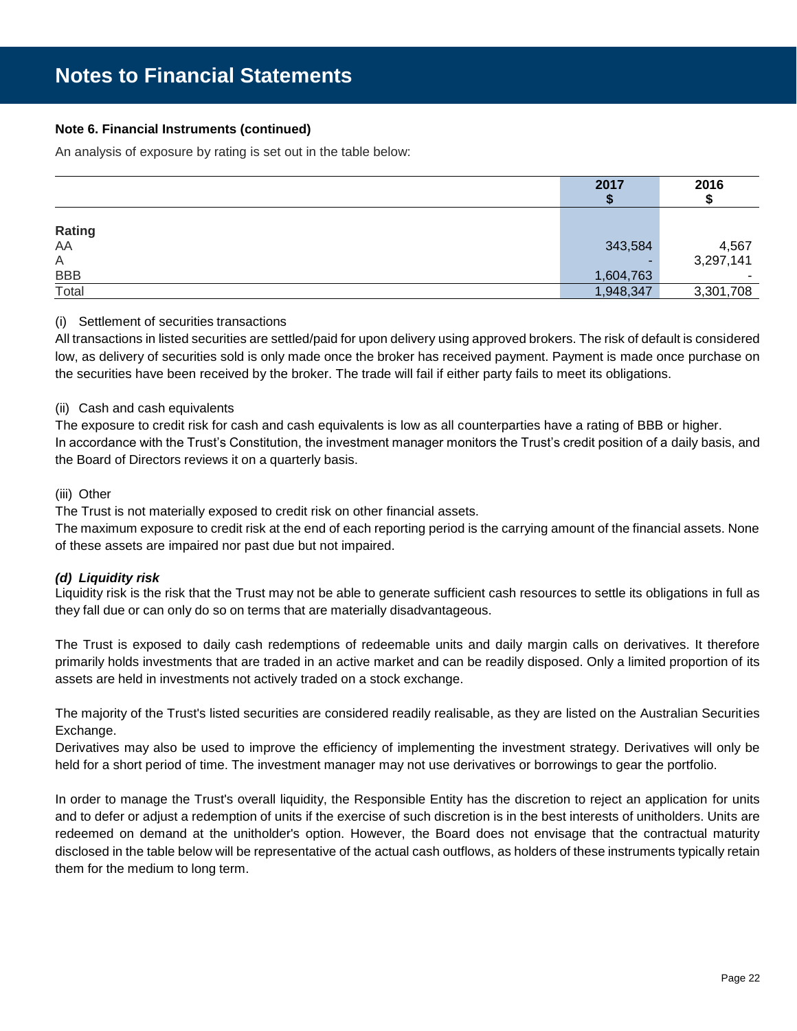# Notes to Financial Statements

**Note 6. Financial Instruments (continued)**

An analysis of exposure by rating is set out in the table below:

| | 2017 $ | 2016 $ |
|---|---|---|
| **Rating** | | |
| AA | 343,584 | 4,567 |
| A | - | 3,297,141 |
| BBB | 1,604,763 | - |
| Total | 1,948,347 | 3,301,708 |

(i) Settlement of securities transactions

All transactions in listed securities are settled/paid for upon delivery using approved brokers. The risk of default is considered low, as delivery of securities sold is only made once the broker has received payment. Payment is made once purchase on the securities have been received by the broker. The trade will fail if either party fails to meet its obligations.

(ii) Cash and cash equivalents

The exposure to credit risk for cash and cash equivalents is low as all counterparties have a rating of BBB or higher.
In accordance with the Trust's Constitution, the investment manager monitors the Trust's credit position of a daily basis, and the Board of Directors reviews it on a quarterly basis.

(iii) Other

The Trust is not materially exposed to credit risk on other financial assets.
The maximum exposure to credit risk at the end of each reporting period is the carrying amount of the financial assets. None of these assets are impaired nor past due but not impaired.

***(d) Liquidity risk***

Liquidity risk is the risk that the Trust may not be able to generate sufficient cash resources to settle its obligations in full as they fall due or can only do so on terms that are materially disadvantageous.

The Trust is exposed to daily cash redemptions of redeemable units and daily margin calls on derivatives. It therefore primarily holds investments that are traded in an active market and can be readily disposed. Only a limited proportion of its assets are held in investments not actively traded on a stock exchange.

The majority of the Trust's listed securities are considered readily realisable, as they are listed on the Australian Securities Exchange.
Derivatives may also be used to improve the efficiency of implementing the investment strategy. Derivatives will only be held for a short period of time. The investment manager may not use derivatives or borrowings to gear the portfolio.

In order to manage the Trust's overall liquidity, the Responsible Entity has the discretion to reject an application for units and to defer or adjust a redemption of units if the exercise of such discretion is in the best interests of unitholders. Units are redeemed on demand at the unitholder's option. However, the Board does not envisage that the contractual maturity disclosed in the table below will be representative of the actual cash outflows, as holders of these instruments typically retain them for the medium to long term.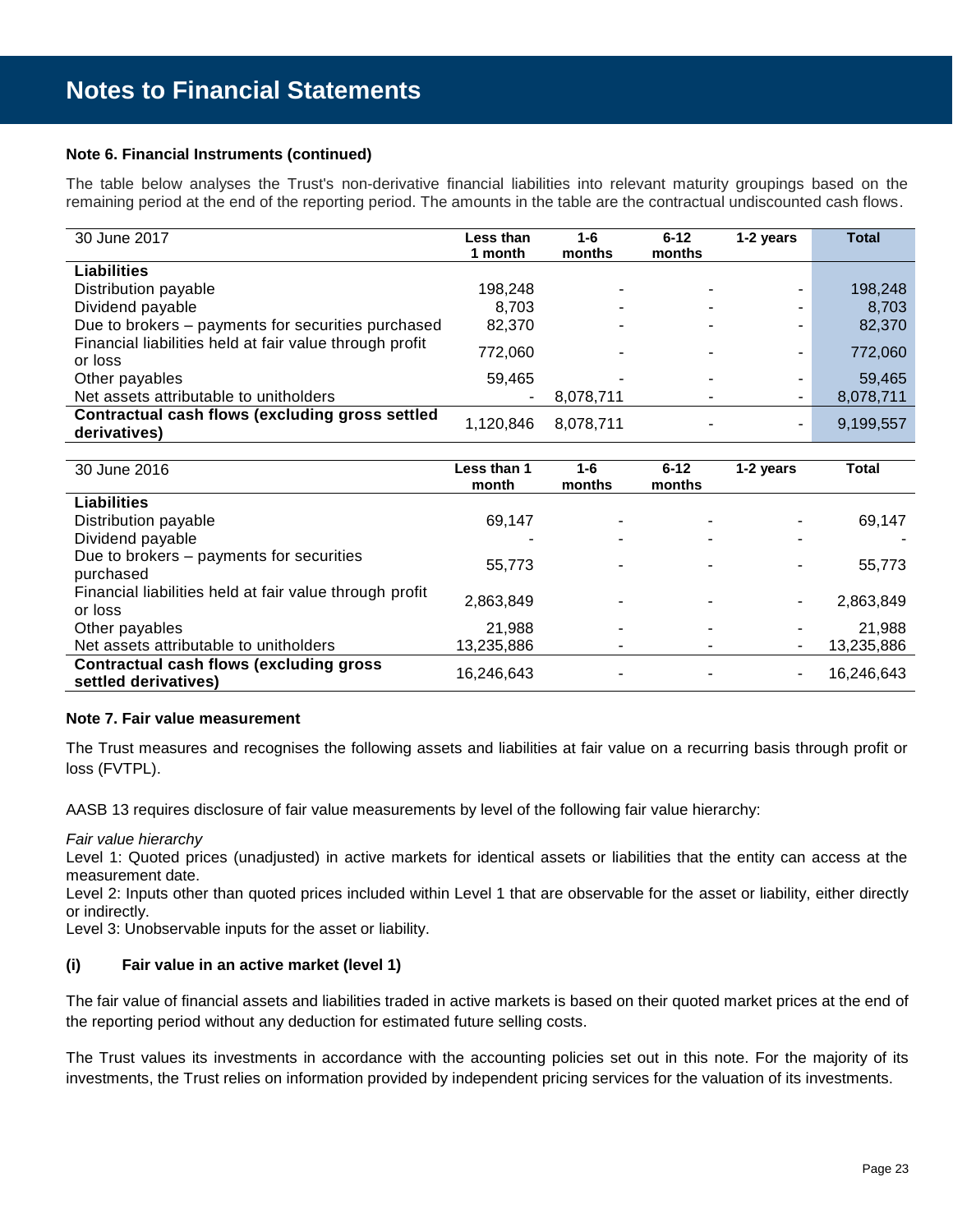## Notes to Financial Statements

**Note 6. Financial Instruments (continued)**

The table below analyses the Trust's non-derivative financial liabilities into relevant maturity groupings based on the remaining period at the end of the reporting period. The amounts in the table are the contractual undiscounted cash flows.

| 30 June 2017 | Less than 1 month | 1-6 months | 6-12 months | 1-2 years | Total |
|---|---|---|---|---|---|
| **Liabilities** | | | | | |
| Distribution payable | 198,248 | - | - | - | 198,248 |
| Dividend payable | 8,703 | - | - | - | 8,703 |
| Due to brokers – payments for securities purchased | 82,370 | - | - | - | 82,370 |
| Financial liabilities held at fair value through profit or loss | 772,060 | - | - | - | 772,060 |
| Other payables | 59,465 | - | - | - | 59,465 |
| Net assets attributable to unitholders | - | 8,078,711 | - | - | 8,078,711 |
| **Contractual cash flows (excluding gross settled derivatives)** | 1,120,846 | 8,078,711 | - | - | 9,199,557 |

| 30 June 2016 | Less than 1 month | 1-6 months | 6-12 months | 1-2 years | Total |
|---|---|---|---|---|---|
| **Liabilities** | | | | | |
| Distribution payable | 69,147 | - | - | - | 69,147 |
| Dividend payable | - | - | - | - | - |
| Due to brokers – payments for securities purchased | 55,773 | - | - | - | 55,773 |
| Financial liabilities held at fair value through profit or loss | 2,863,849 | - | - | - | 2,863,849 |
| Other payables | 21,988 | - | - | - | 21,988 |
| Net assets attributable to unitholders | 13,235,886 | - | - | - | 13,235,886 |
| **Contractual cash flows (excluding gross settled derivatives)** | 16,246,643 | - | - | - | 16,246,643 |

**Note 7. Fair value measurement**

The Trust measures and recognises the following assets and liabilities at fair value on a recurring basis through profit or loss (FVTPL).

AASB 13 requires disclosure of fair value measurements by level of the following fair value hierarchy:

*Fair value hierarchy*
Level 1: Quoted prices (unadjusted) in active markets for identical assets or liabilities that the entity can access at the measurement date.
Level 2: Inputs other than quoted prices included within Level 1 that are observable for the asset or liability, either directly or indirectly.
Level 3: Unobservable inputs for the asset or liability.

**(i) Fair value in an active market (level 1)**

The fair value of financial assets and liabilities traded in active markets is based on their quoted market prices at the end of the reporting period without any deduction for estimated future selling costs.

The Trust values its investments in accordance with the accounting policies set out in this note. For the majority of its investments, the Trust relies on information provided by independent pricing services for the valuation of its investments.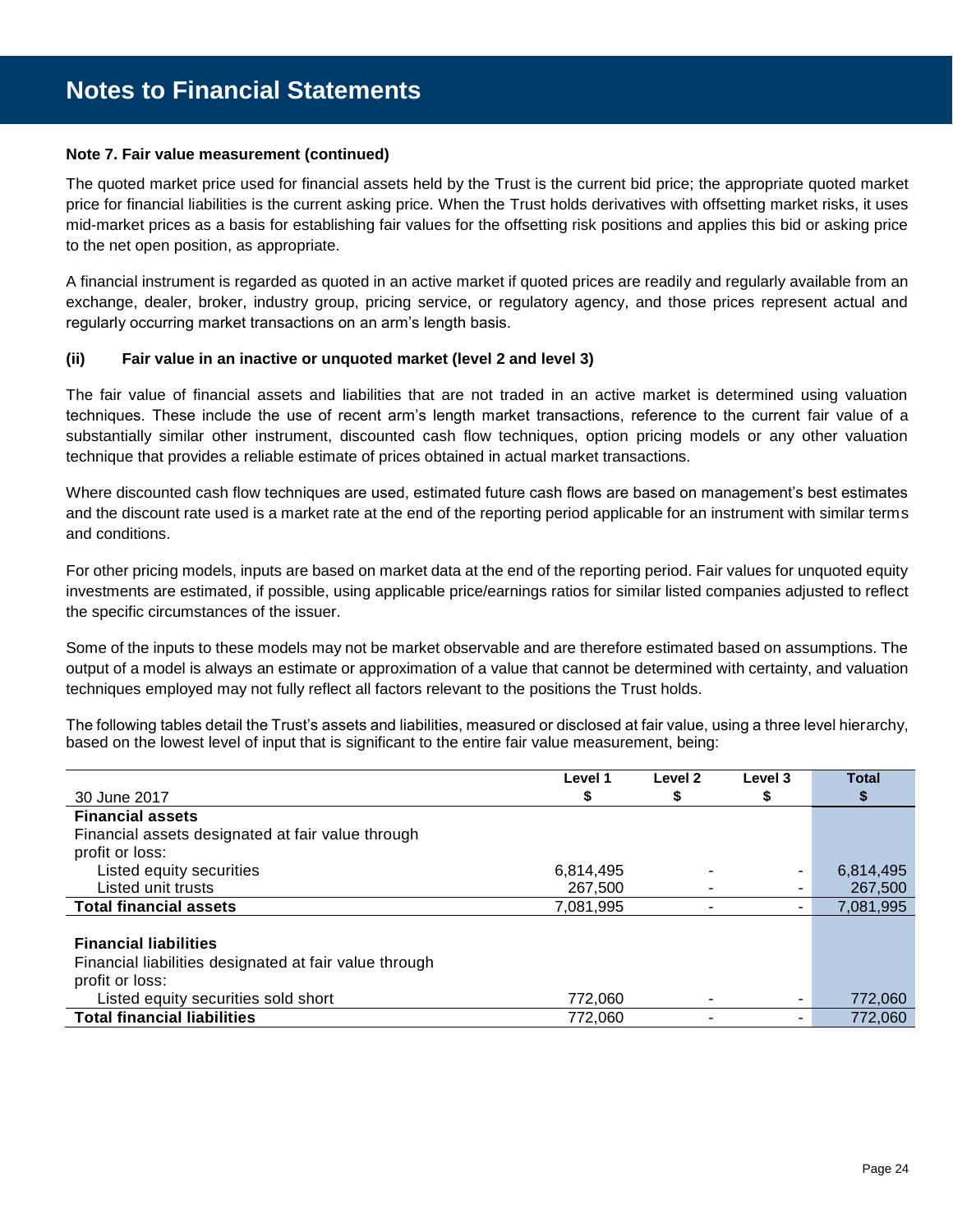**Note 7. Fair value measurement (continued)**

The quoted market price used for financial assets held by the Trust is the current bid price; the appropriate quoted market price for financial liabilities is the current asking price. When the Trust holds derivatives with offsetting market risks, it uses mid-market prices as a basis for establishing fair values for the offsetting risk positions and applies this bid or asking price to the net open position, as appropriate.

A financial instrument is regarded as quoted in an active market if quoted prices are readily and regularly available from an exchange, dealer, broker, industry group, pricing service, or regulatory agency, and those prices represent actual and regularly occurring market transactions on an arm's length basis.

**(ii) Fair value in an inactive or unquoted market (level 2 and level 3)**

The fair value of financial assets and liabilities that are not traded in an active market is determined using valuation techniques. These include the use of recent arm's length market transactions, reference to the current fair value of a substantially similar other instrument, discounted cash flow techniques, option pricing models or any other valuation technique that provides a reliable estimate of prices obtained in actual market transactions.

Where discounted cash flow techniques are used, estimated future cash flows are based on management's best estimates and the discount rate used is a market rate at the end of the reporting period applicable for an instrument with similar terms and conditions.

For other pricing models, inputs are based on market data at the end of the reporting period. Fair values for unquoted equity investments are estimated, if possible, using applicable price/earnings ratios for similar listed companies adjusted to reflect the specific circumstances of the issuer.

Some of the inputs to these models may not be market observable and are therefore estimated based on assumptions. The output of a model is always an estimate or approximation of a value that cannot be determined with certainty, and valuation techniques employed may not fully reflect all factors relevant to the positions the Trust holds.

The following tables detail the Trust's assets and liabilities, measured or disclosed at fair value, using a three level hierarchy, based on the lowest level of input that is significant to the entire fair value measurement, being:

| 30 June 2017 | Level 1 $ | Level 2 $ | Level 3 $ | Total $ |
|---|---|---|---|---|
| **Financial assets** | | | | |
| Financial assets designated at fair value through profit or loss: | | | | |
| Listed equity securities | 6,814,495 | - | - | 6,814,495 |
| Listed unit trusts | 267,500 | - | - | 267,500 |
| **Total financial assets** | 7,081,995 | - | - | 7,081,995 |
| | | | | |
| **Financial liabilities** | | | | |
| Financial liabilities designated at fair value through profit or loss: | | | | |
| Listed equity securities sold short | 772,060 | - | - | 772,060 |
| **Total financial liabilities** | 772,060 | - | - | 772,060 |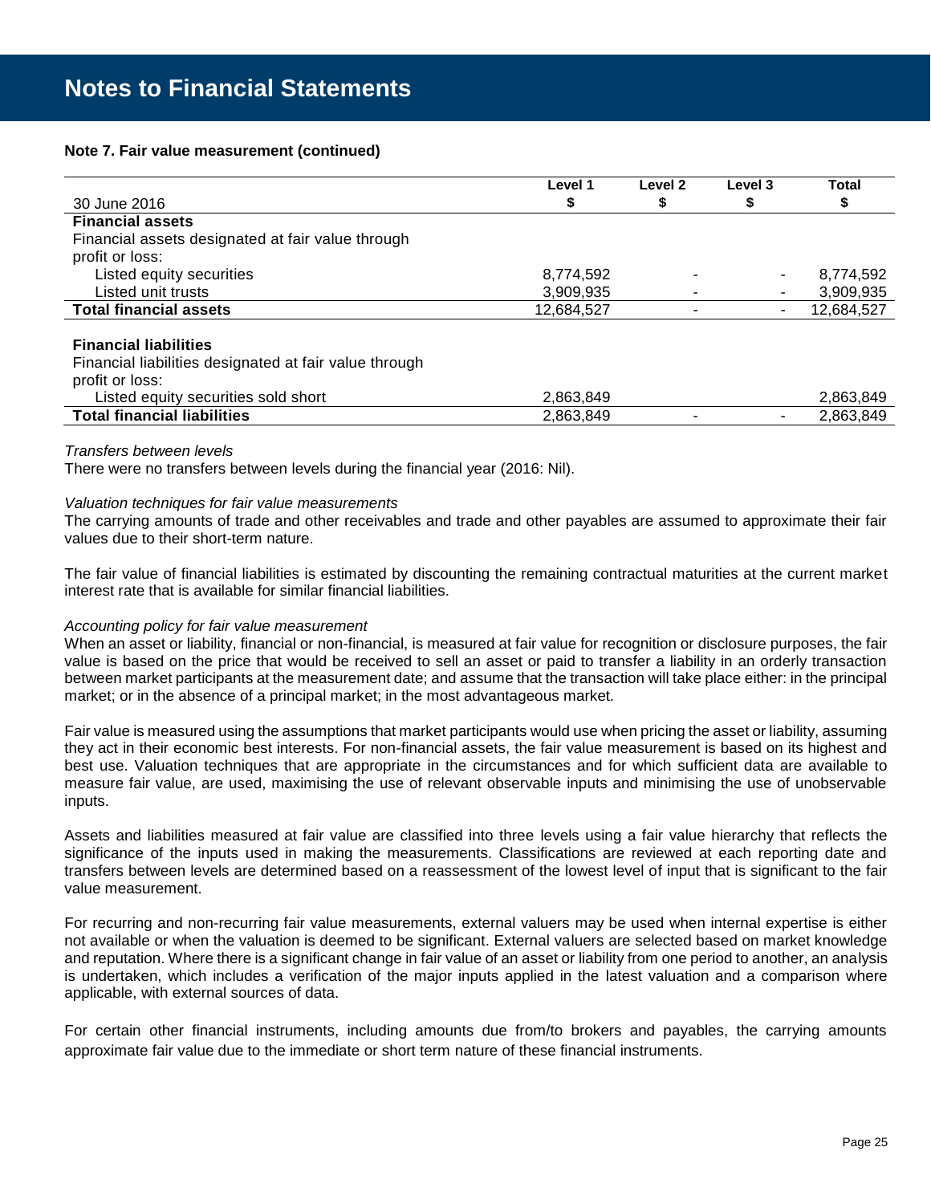# Notes to Financial Statements

**Note 7. Fair value measurement (continued)**

| 30 June 2016 | Level 1 $ | Level 2 $ | Level 3 $ | Total $ |
|---|---|---|---|---|
| **Financial assets** | | | | |
| Financial assets designated at fair value through profit or loss: | | | | |
| Listed equity securities | 8,774,592 | - | - | 8,774,592 |
| Listed unit trusts | 3,909,935 | - | - | 3,909,935 |
| **Total financial assets** | 12,684,527 | - | - | 12,684,527 |
| | | | | |
| **Financial liabilities** | | | | |
| Financial liabilities designated at fair value through profit or loss: | | | | |
| Listed equity securities sold short | 2,863,849 | | | 2,863,849 |
| **Total financial liabilities** | 2,863,849 | - | - | 2,863,849 |

*Transfers between levels*
There were no transfers between levels during the financial year (2016: Nil).

*Valuation techniques for fair value measurements*
The carrying amounts of trade and other receivables and trade and other payables are assumed to approximate their fair values due to their short-term nature.

The fair value of financial liabilities is estimated by discounting the remaining contractual maturities at the current market interest rate that is available for similar financial liabilities.

*Accounting policy for fair value measurement*
When an asset or liability, financial or non-financial, is measured at fair value for recognition or disclosure purposes, the fair value is based on the price that would be received to sell an asset or paid to transfer a liability in an orderly transaction between market participants at the measurement date; and assume that the transaction will take place either: in the principal market; or in the absence of a principal market; in the most advantageous market.

Fair value is measured using the assumptions that market participants would use when pricing the asset or liability, assuming they act in their economic best interests. For non-financial assets, the fair value measurement is based on its highest and best use. Valuation techniques that are appropriate in the circumstances and for which sufficient data are available to measure fair value, are used, maximising the use of relevant observable inputs and minimising the use of unobservable inputs.

Assets and liabilities measured at fair value are classified into three levels using a fair value hierarchy that reflects the significance of the inputs used in making the measurements. Classifications are reviewed at each reporting date and transfers between levels are determined based on a reassessment of the lowest level of input that is significant to the fair value measurement.

For recurring and non-recurring fair value measurements, external valuers may be used when internal expertise is either not available or when the valuation is deemed to be significant. External valuers are selected based on market knowledge and reputation. Where there is a significant change in fair value of an asset or liability from one period to another, an analysis is undertaken, which includes a verification of the major inputs applied in the latest valuation and a comparison where applicable, with external sources of data.

For certain other financial instruments, including amounts due from/to brokers and payables, the carrying amounts approximate fair value due to the immediate or short term nature of these financial instruments.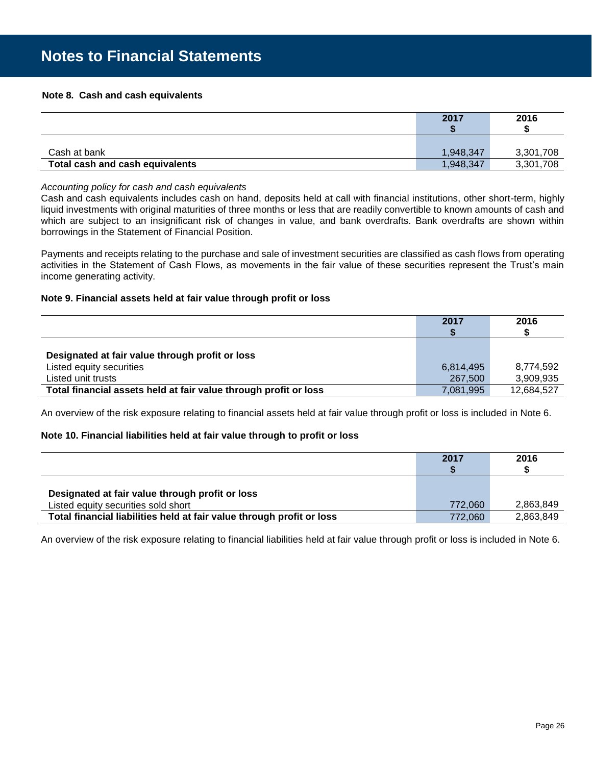# Notes to Financial Statements

### Note 8. Cash and cash equivalents

| | 2017<br>$ | 2016<br>$ |
|---|---|---|
| Cash at bank | 1,948,347 | 3,301,708 |
| **Total cash and cash equivalents** | 1,948,347 | 3,301,708 |

*Accounting policy for cash and cash equivalents*

Cash and cash equivalents includes cash on hand, deposits held at call with financial institutions, other short-term, highly liquid investments with original maturities of three months or less that are readily convertible to known amounts of cash and which are subject to an insignificant risk of changes in value, and bank overdrafts. Bank overdrafts are shown within borrowings in the Statement of Financial Position.

Payments and receipts relating to the purchase and sale of investment securities are classified as cash flows from operating activities in the Statement of Cash Flows, as movements in the fair value of these securities represent the Trust's main income generating activity.

### Note 9. Financial assets held at fair value through profit or loss

| | 2017<br>$ | 2016<br>$ |
|---|---|---|
| **Designated at fair value through profit or loss** | | |
| Listed equity securities | 6,814,495 | 8,774,592 |
| Listed unit trusts | 267,500 | 3,909,935 |
| **Total financial assets held at fair value through profit or loss** | 7,081,995 | 12,684,527 |

An overview of the risk exposure relating to financial assets held at fair value through profit or loss is included in Note 6.

### Note 10. Financial liabilities held at fair value through to profit or loss

| | 2017<br>$ | 2016<br>$ |
|---|---|---|
| **Designated at fair value through profit or loss** | | |
| Listed equity securities sold short | 772,060 | 2,863,849 |
| **Total financial liabilities held at fair value through profit or loss** | 772,060 | 2,863,849 |

An overview of the risk exposure relating to financial liabilities held at fair value through profit or loss is included in Note 6.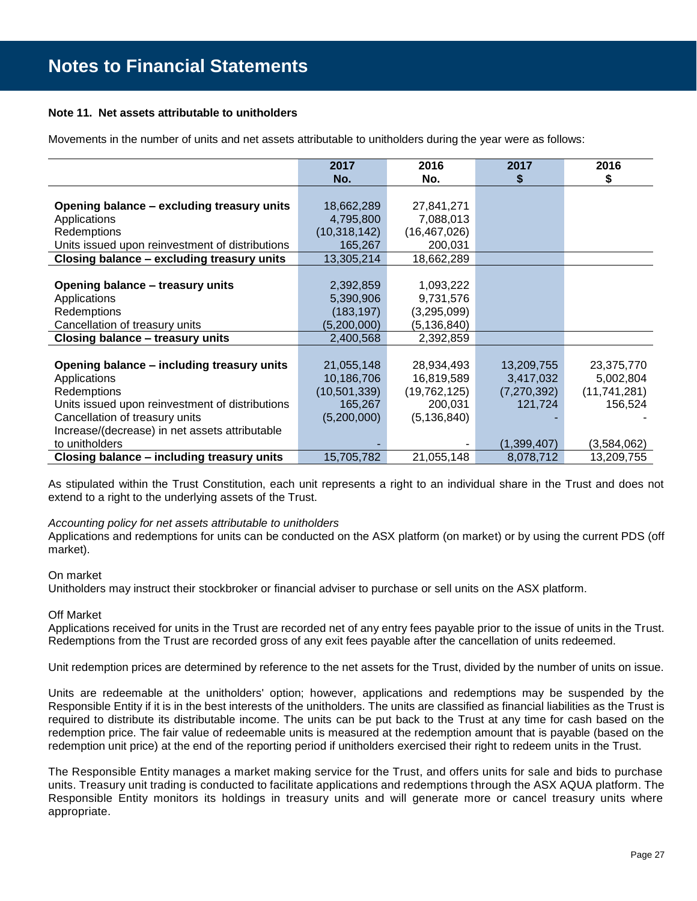## Notes to Financial Statements

**Note 11. Net assets attributable to unitholders**

Movements in the number of units and net assets attributable to unitholders during the year were as follows:

| | 2017 No. | 2016 No. | 2017 $ | 2016 $ |
|---|---|---|---|---|
| **Opening balance – excluding treasury units** | 18,662,289 | 27,841,271 | | |
| Applications | 4,795,800 | 7,088,013 | | |
| Redemptions | (10,318,142) | (16,467,026) | | |
| Units issued upon reinvestment of distributions | 165,267 | 200,031 | | |
| **Closing balance – excluding treasury units** | 13,305,214 | 18,662,289 | | |
| | | | | |
| **Opening balance – treasury units** | 2,392,859 | 1,093,222 | | |
| Applications | 5,390,906 | 9,731,576 | | |
| Redemptions | (183,197) | (3,295,099) | | |
| Cancellation of treasury units | (5,200,000) | (5,136,840) | | |
| **Closing balance – treasury units** | 2,400,568 | 2,392,859 | | |
| | | | | |
| **Opening balance – including treasury units** | 21,055,148 | 28,934,493 | 13,209,755 | 23,375,770 |
| Applications | 10,186,706 | 16,819,589 | 3,417,032 | 5,002,804 |
| Redemptions | (10,501,339) | (19,762,125) | (7,270,392) | (11,741,281) |
| Units issued upon reinvestment of distributions | 165,267 | 200,031 | 121,724 | 156,524 |
| Cancellation of treasury units | (5,200,000) | (5,136,840) | - | - |
| Increase/(decrease) in net assets attributable to unitholders | - | - | (1,399,407) | (3,584,062) |
| **Closing balance – including treasury units** | 15,705,782 | 21,055,148 | 8,078,712 | 13,209,755 |

As stipulated within the Trust Constitution, each unit represents a right to an individual share in the Trust and does not extend to a right to the underlying assets of the Trust.

*Accounting policy for net assets attributable to unitholders*

Applications and redemptions for units can be conducted on the ASX platform (on market) or by using the current PDS (off market).

On market

Unitholders may instruct their stockbroker or financial adviser to purchase or sell units on the ASX platform.

Off Market

Applications received for units in the Trust are recorded net of any entry fees payable prior to the issue of units in the Trust. Redemptions from the Trust are recorded gross of any exit fees payable after the cancellation of units redeemed.

Unit redemption prices are determined by reference to the net assets for the Trust, divided by the number of units on issue.

Units are redeemable at the unitholders' option; however, applications and redemptions may be suspended by the Responsible Entity if it is in the best interests of the unitholders. The units are classified as financial liabilities as the Trust is required to distribute its distributable income. The units can be put back to the Trust at any time for cash based on the redemption price. The fair value of redeemable units is measured at the redemption amount that is payable (based on the redemption unit price) at the end of the reporting period if unitholders exercised their right to redeem units in the Trust.

The Responsible Entity manages a market making service for the Trust, and offers units for sale and bids to purchase units. Treasury unit trading is conducted to facilitate applications and redemptions through the ASX AQUA platform. The Responsible Entity monitors its holdings in treasury units and will generate more or cancel treasury units where appropriate.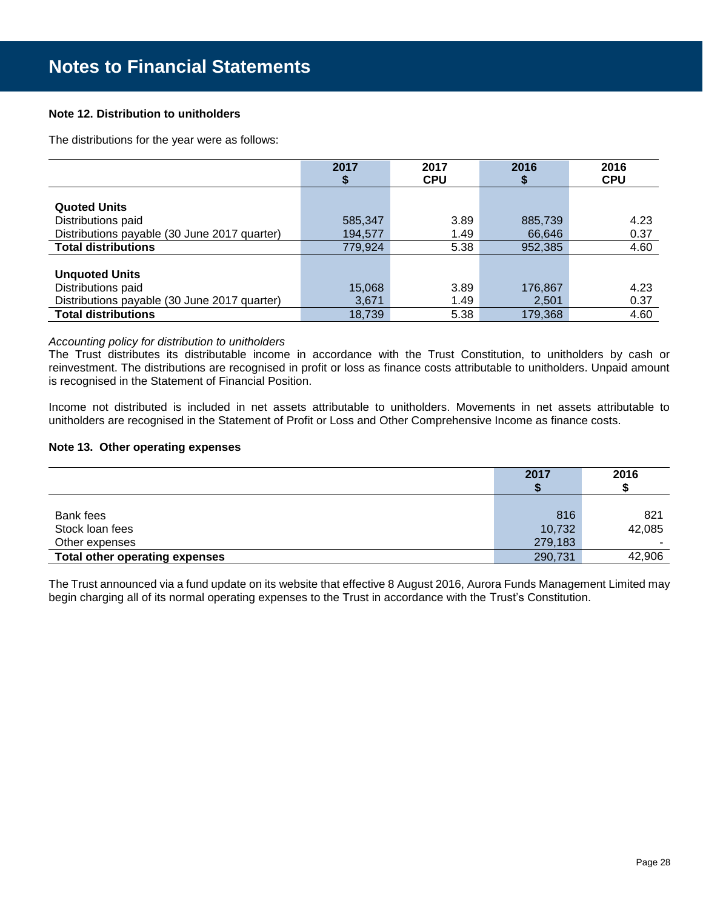# Notes to Financial Statements

**Note 12. Distribution to unitholders**

The distributions for the year were as follows:

| | 2017 $ | 2017 CPU | 2016 $ | 2016 CPU |
|---|---|---|---|---|
| **Quoted Units** | | | | |
| Distributions paid | 585,347 | 3.89 | 885,739 | 4.23 |
| Distributions payable (30 June 2017 quarter) | 194,577 | 1.49 | 66,646 | 0.37 |
| **Total distributions** | 779,924 | 5.38 | 952,385 | 4.60 |
| **Unquoted Units** | | | | |
| Distributions paid | 15,068 | 3.89 | 176,867 | 4.23 |
| Distributions payable (30 June 2017 quarter) | 3,671 | 1.49 | 2,501 | 0.37 |
| **Total distributions** | 18,739 | 5.38 | 179,368 | 4.60 |

*Accounting policy for distribution to unitholders*

The Trust distributes its distributable income in accordance with the Trust Constitution, to unitholders by cash or reinvestment. The distributions are recognised in profit or loss as finance costs attributable to unitholders. Unpaid amount is recognised in the Statement of Financial Position.

Income not distributed is included in net assets attributable to unitholders. Movements in net assets attributable to unitholders are recognised in the Statement of Profit or Loss and Other Comprehensive Income as finance costs.

**Note 13. Other operating expenses**

| | 2017 $ | 2016 $ |
|---|---|---|
| Bank fees | 816 | 821 |
| Stock loan fees | 10,732 | 42,085 |
| Other expenses | 279,183 | - |
| **Total other operating expenses** | 290,731 | 42,906 |

The Trust announced via a fund update on its website that effective 8 August 2016, Aurora Funds Management Limited may begin charging all of its normal operating expenses to the Trust in accordance with the Trust's Constitution.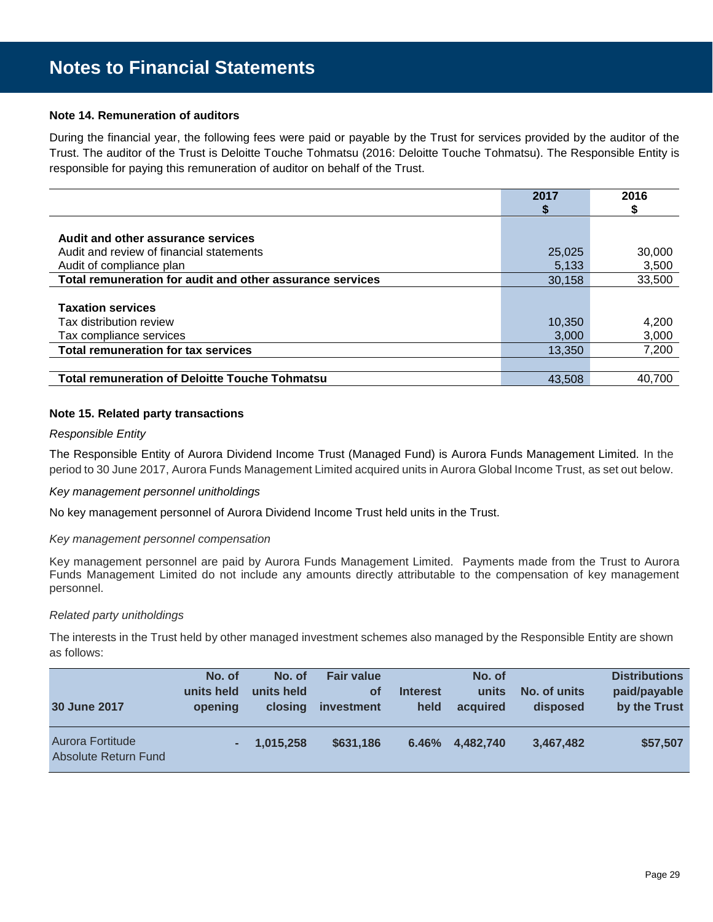# Notes to Financial Statements

### Note 14. Remuneration of auditors

During the financial year, the following fees were paid or payable by the Trust for services provided by the auditor of the Trust. The auditor of the Trust is Deloitte Touche Tohmatsu (2016: Deloitte Touche Tohmatsu). The Responsible Entity is responsible for paying this remuneration of auditor on behalf of the Trust.

| | 2017 $ | 2016 $ |
|---|---|---|
| **Audit and other assurance services** | | |
| Audit and review of financial statements | 25,025 | 30,000 |
| Audit of compliance plan | 5,133 | 3,500 |
| **Total remuneration for audit and other assurance services** | 30,158 | 33,500 |
| **Taxation services** | | |
| Tax distribution review | 10,350 | 4,200 |
| Tax compliance services | 3,000 | 3,000 |
| **Total remuneration for tax services** | 13,350 | 7,200 |
| **Total remuneration of Deloitte Touche Tohmatsu** | 43,508 | 40,700 |

### Note 15. Related party transactions

*Responsible Entity*

The Responsible Entity of Aurora Dividend Income Trust (Managed Fund) is Aurora Funds Management Limited. In the period to 30 June 2017, Aurora Funds Management Limited acquired units in Aurora Global Income Trust, as set out below.

*Key management personnel unitholdings*

No key management personnel of Aurora Dividend Income Trust held units in the Trust.

*Key management personnel compensation*

Key management personnel are paid by Aurora Funds Management Limited. Payments made from the Trust to Aurora Funds Management Limited do not include any amounts directly attributable to the compensation of key management personnel.

*Related party unitholdings*

The interests in the Trust held by other managed investment schemes also managed by the Responsible Entity are shown as follows:

| 30 June 2017 | No. of units held opening | No. of units held closing | Fair value of investment | Interest held | No. of units acquired | No. of units disposed | Distributions paid/payable by the Trust |
|---|---|---|---|---|---|---|---|
| Aurora Fortitude Absolute Return Fund | - | 1,015,258 | $631,186 | 6.46% | 4,482,740 | 3,467,482 | $57,507 |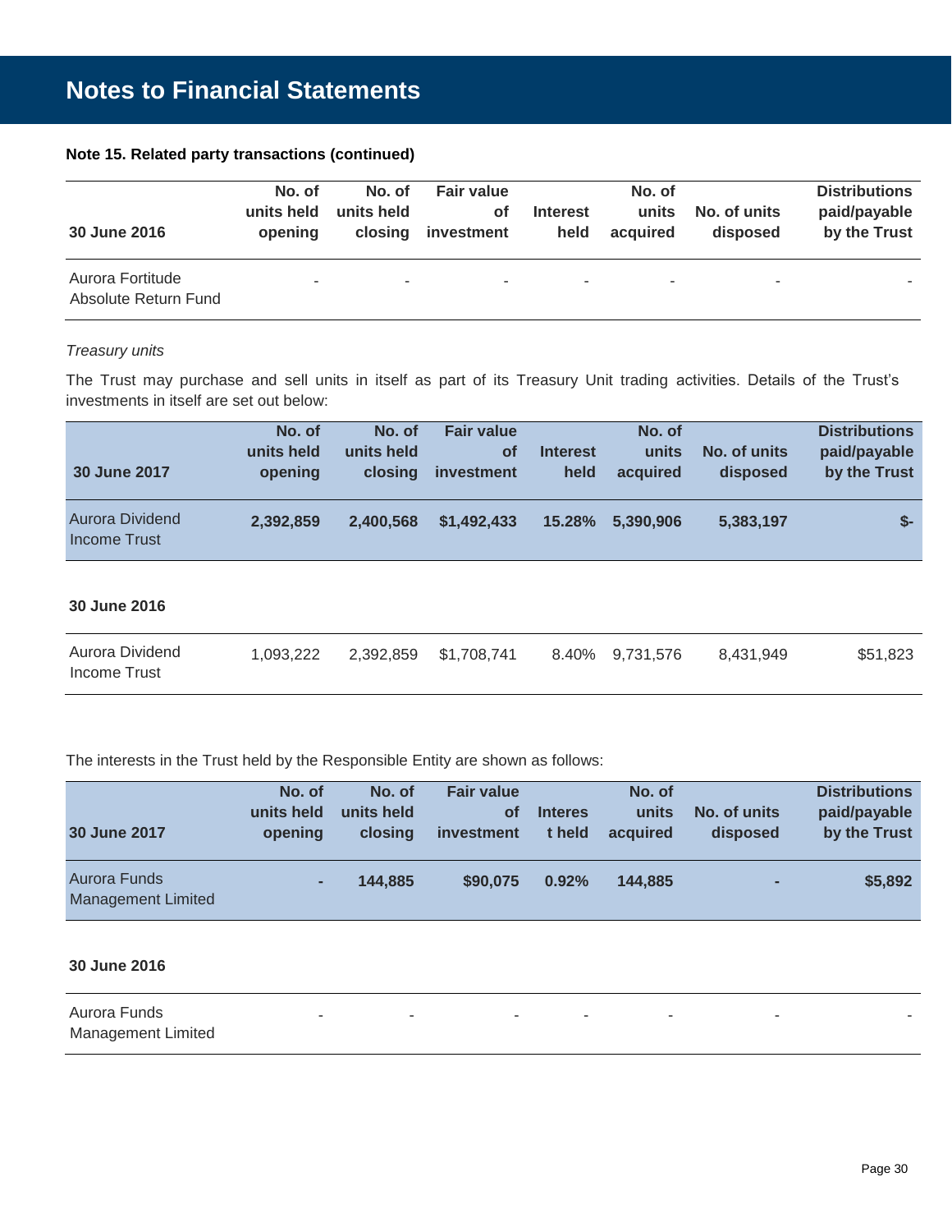# Notes to Financial Statements

**Note 15. Related party transactions (continued)**

| 30 June 2016 | No. of units held opening | No. of units held closing | Fair value of investment | Interest held | No. of units acquired | No. of units disposed | Distributions paid/payable by the Trust |
|---|---|---|---|---|---|---|---|
| Aurora Fortitude Absolute Return Fund | - | - | - | - | - | - | - |

*Treasury units*

The Trust may purchase and sell units in itself as part of its Treasury Unit trading activities. Details of the Trust's investments in itself are set out below:

| 30 June 2017 | No. of units held opening | No. of units held closing | Fair value of investment | Interest held | No. of units acquired | No. of units disposed | Distributions paid/payable by the Trust |
|---|---|---|---|---|---|---|---|
| Aurora Dividend Income Trust | **2,392,859** | **2,400,568** | **$1,492,433** | **15.28%** | **5,390,906** | **5,383,197** | **$-** |
| **30 June 2016** | | | | | | | |
| Aurora Dividend Income Trust | 1,093,222 | 2,392,859 | $1,708,741 | 8.40% | 9,731,576 | 8,431,949 | $51,823 |

The interests in the Trust held by the Responsible Entity are shown as follows:

| 30 June 2017 | No. of units held opening | No. of units held closing | Fair value of investment | Interest held | No. of units acquired | No. of units disposed | Distributions paid/payable by the Trust |
|---|---|---|---|---|---|---|---|
| Aurora Funds Management Limited | **-** | **144,885** | **$90,075** | **0.92%** | **144,885** | **-** | **$5,892** |
| **30 June 2016** | | | | | | | |
| Aurora Funds Management Limited | - | - | - | - | - | - | - |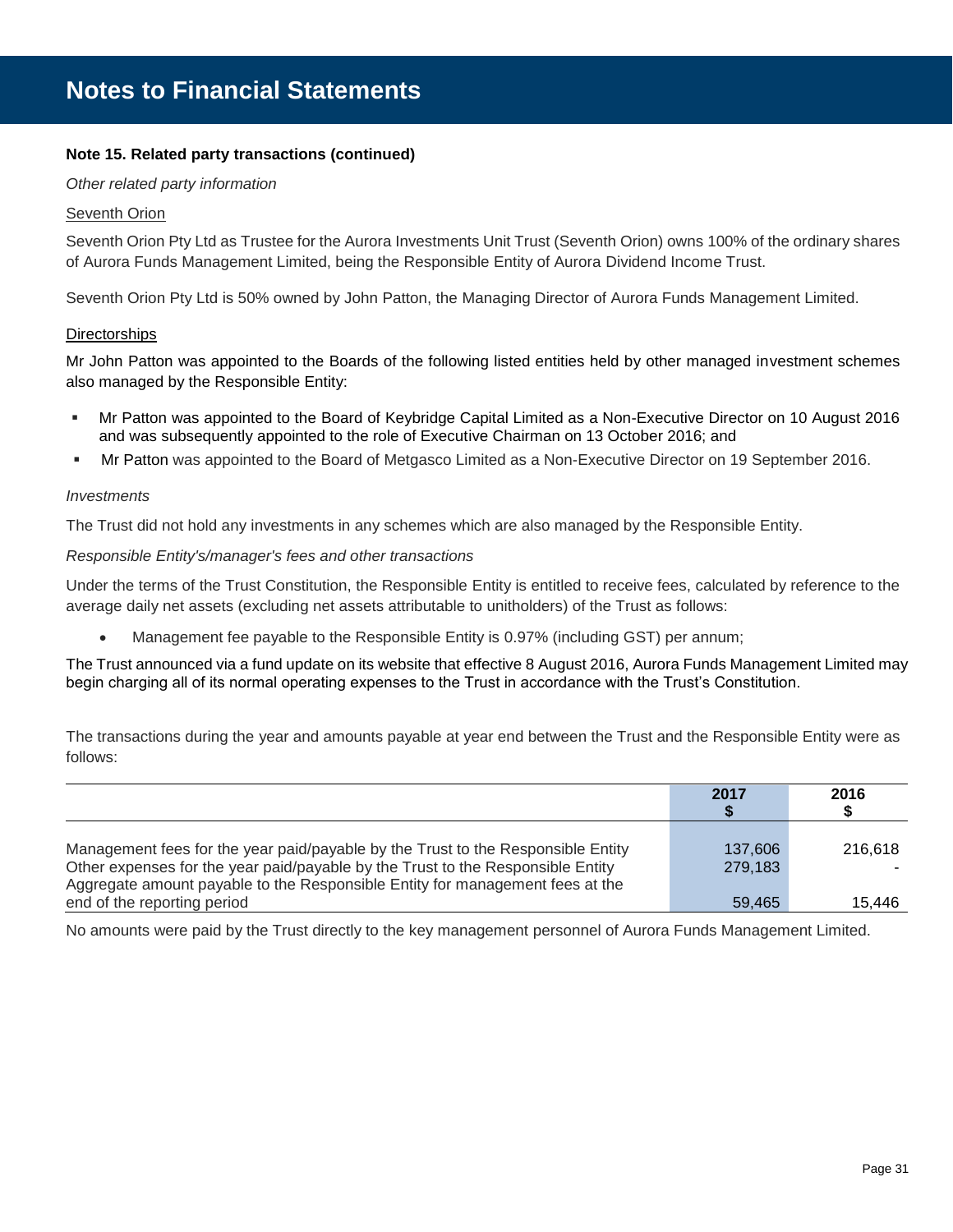# Notes to Financial Statements

**Note 15. Related party transactions (continued)**

*Other related party information*

Seventh Orion

Seventh Orion Pty Ltd as Trustee for the Aurora Investments Unit Trust (Seventh Orion) owns 100% of the ordinary shares of Aurora Funds Management Limited, being the Responsible Entity of Aurora Dividend Income Trust.

Seventh Orion Pty Ltd is 50% owned by John Patton, the Managing Director of Aurora Funds Management Limited.

Directorships

Mr John Patton was appointed to the Boards of the following listed entities held by other managed investment schemes also managed by the Responsible Entity:

- Mr Patton was appointed to the Board of Keybridge Capital Limited as a Non-Executive Director on 10 August 2016 and was subsequently appointed to the role of Executive Chairman on 13 October 2016; and
- Mr Patton was appointed to the Board of Metgasco Limited as a Non-Executive Director on 19 September 2016.

*Investments*

The Trust did not hold any investments in any schemes which are also managed by the Responsible Entity.

*Responsible Entity's/manager's fees and other transactions*

Under the terms of the Trust Constitution, the Responsible Entity is entitled to receive fees, calculated by reference to the average daily net assets (excluding net assets attributable to unitholders) of the Trust as follows:

- Management fee payable to the Responsible Entity is 0.97% (including GST) per annum;

The Trust announced via a fund update on its website that effective 8 August 2016, Aurora Funds Management Limited may begin charging all of its normal operating expenses to the Trust in accordance with the Trust's Constitution.

The transactions during the year and amounts payable at year end between the Trust and the Responsible Entity were as follows:

| | 2017 $ | 2016 $ |
|---|---|---|
| Management fees for the year paid/payable by the Trust to the Responsible Entity | 137,606 | 216,618 |
| Other expenses for the year paid/payable by the Trust to the Responsible Entity | 279,183 | - |
| Aggregate amount payable to the Responsible Entity for management fees at the end of the reporting period | 59,465 | 15,446 |

No amounts were paid by the Trust directly to the key management personnel of Aurora Funds Management Limited.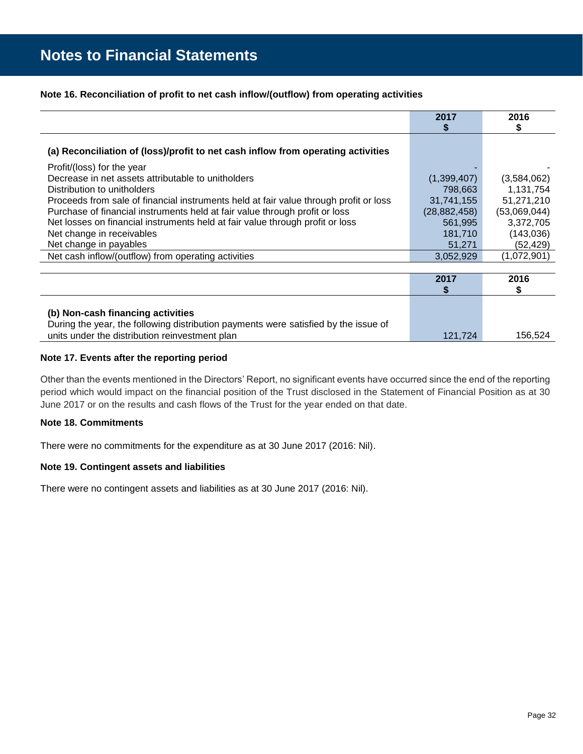# Notes to Financial Statements

**Note 16. Reconciliation of profit to net cash inflow/(outflow) from operating activities**

| | 2017<br>$ | 2016<br>$ |
|---|---|---|
| **(a) Reconciliation of (loss)/profit to net cash inflow from operating activities** | | |
| Profit/(loss) for the year | - | - |
| Decrease in net assets attributable to unitholders | (1,399,407) | (3,584,062) |
| Distribution to unitholders | 798,663 | 1,131,754 |
| Proceeds from sale of financial instruments held at fair value through profit or loss | 31,741,155 | 51,271,210 |
| Purchase of financial instruments held at fair value through profit or loss | (28,882,458) | (53,069,044) |
| Net losses on financial instruments held at fair value through profit or loss | 561,995 | 3,372,705 |
| Net change in receivables | 181,710 | (143,036) |
| Net change in payables | 51,271 | (52,429) |
| Net cash inflow/(outflow) from operating activities | 3,052,929 | (1,072,901) |

| | 2017<br>$ | 2016<br>$ |
|---|---|---|
| **(b) Non-cash financing activities** | | |
| During the year, the following distribution payments were satisfied by the issue of units under the distribution reinvestment plan | 121,724 | 156,524 |

**Note 17. Events after the reporting period**

Other than the events mentioned in the Directors' Report, no significant events have occurred since the end of the reporting period which would impact on the financial position of the Trust disclosed in the Statement of Financial Position as at 30 June 2017 or on the results and cash flows of the Trust for the year ended on that date.

**Note 18. Commitments**

There were no commitments for the expenditure as at 30 June 2017 (2016: Nil).

**Note 19. Contingent assets and liabilities**

There were no contingent assets and liabilities as at 30 June 2017 (2016: Nil).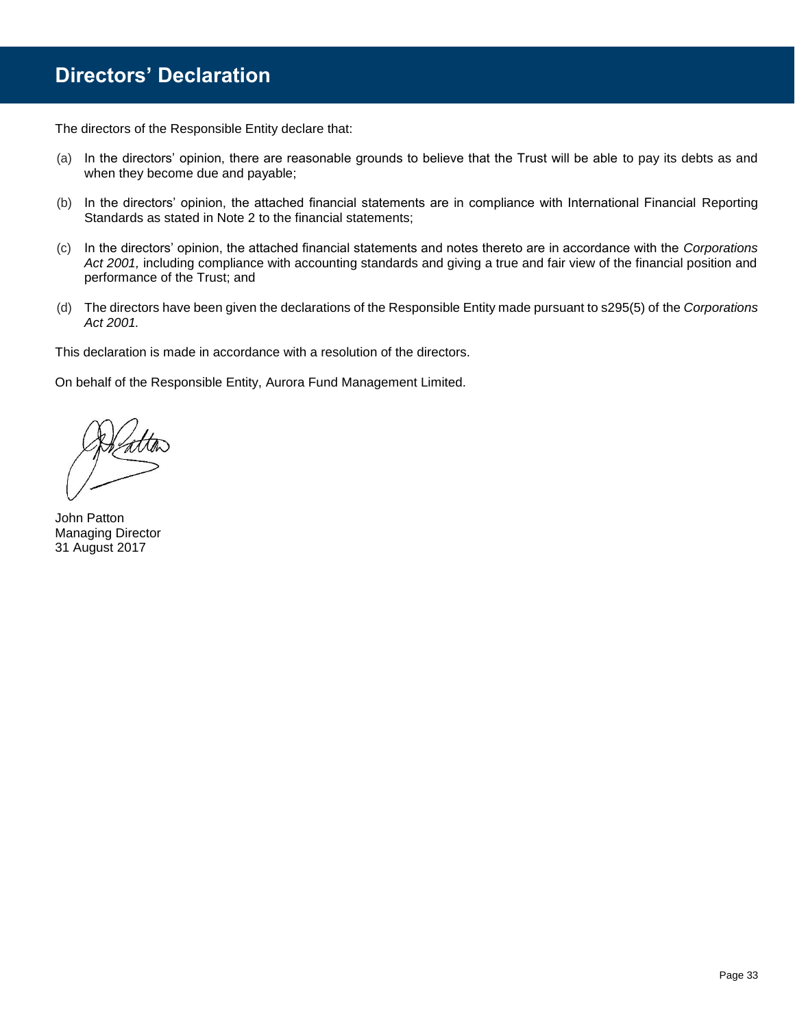# Directors' Declaration

The directors of the Responsible Entity declare that:

(a) In the directors' opinion, there are reasonable grounds to believe that the Trust will be able to pay its debts as and when they become due and payable;

(b) In the directors' opinion, the attached financial statements are in compliance with International Financial Reporting Standards as stated in Note 2 to the financial statements;

(c) In the directors' opinion, the attached financial statements and notes thereto are in accordance with the *Corporations Act 2001,* including compliance with accounting standards and giving a true and fair view of the financial position and performance of the Trust; and

(d) The directors have been given the declarations of the Responsible Entity made pursuant to s295(5) of the *Corporations Act 2001.*

This declaration is made in accordance with a resolution of the directors.

On behalf of the Responsible Entity, Aurora Fund Management Limited.

John Patton
Managing Director
31 August 2017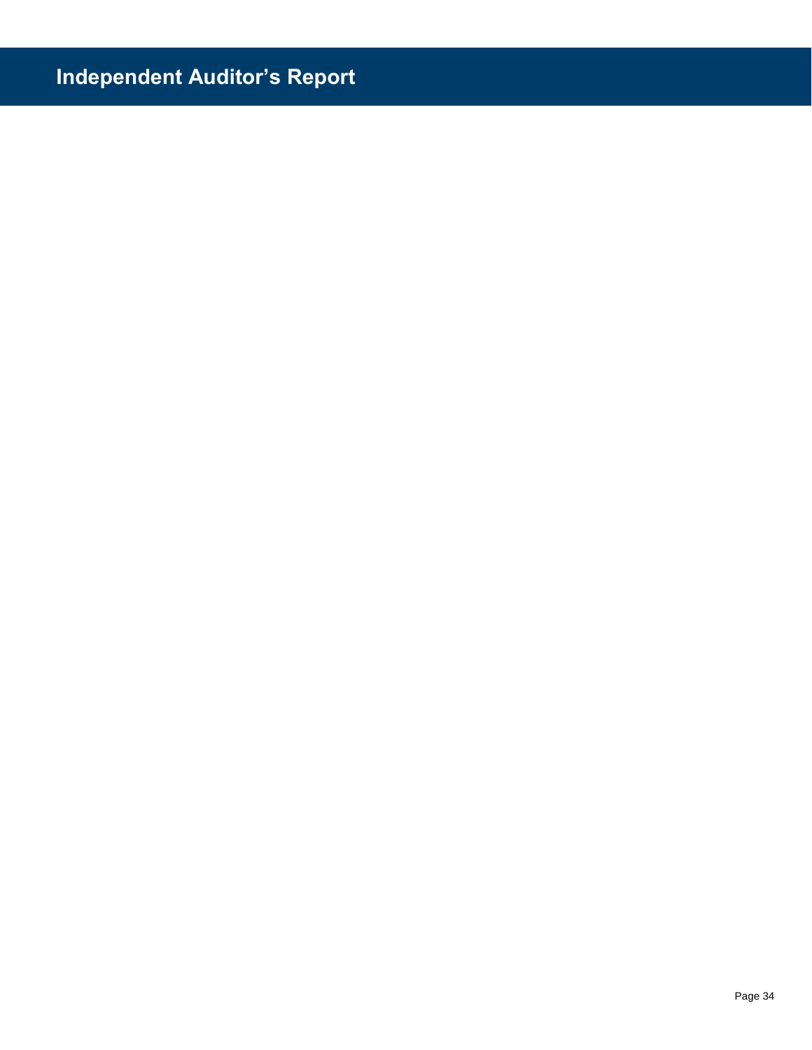# Independent Auditor's Report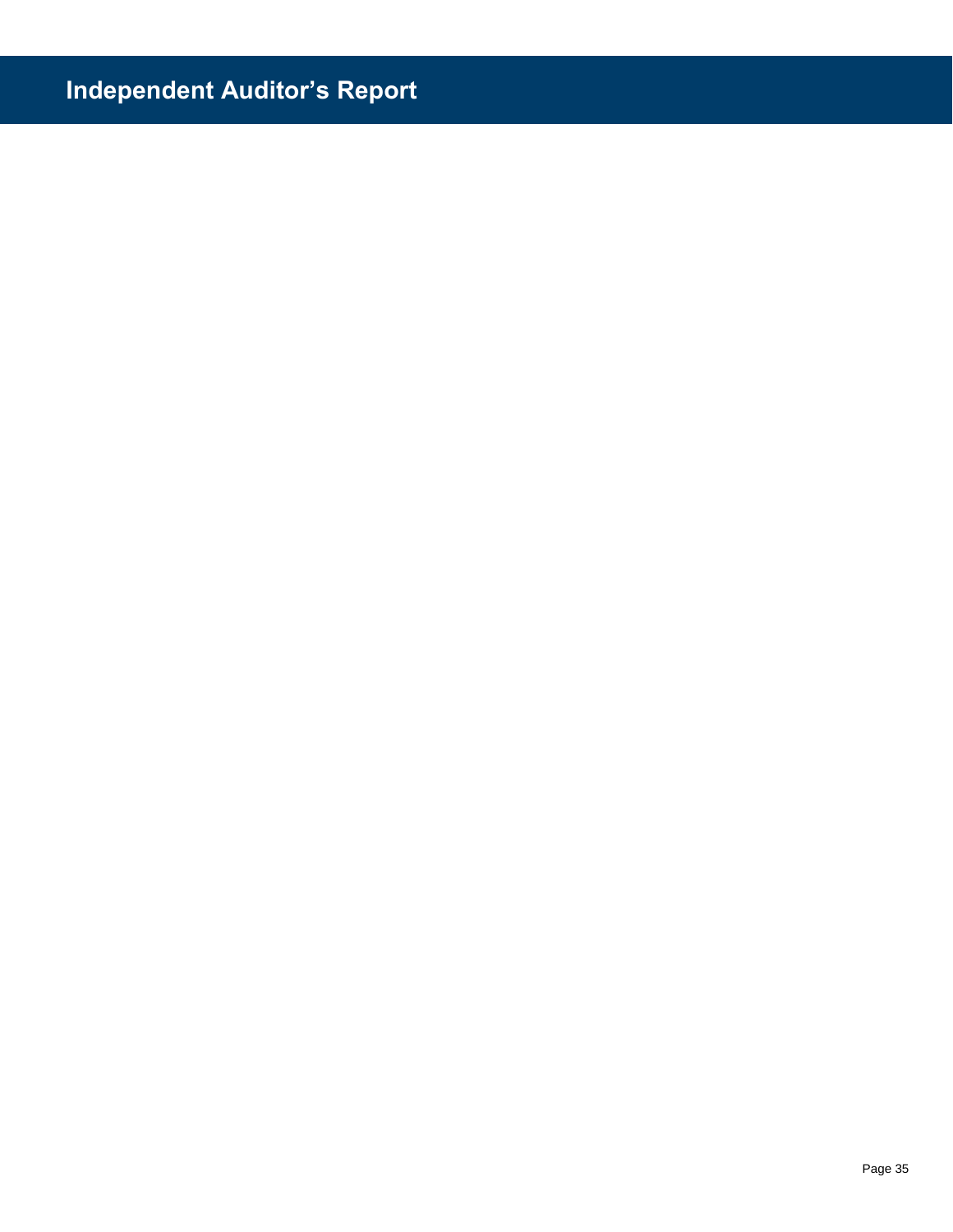# Independent Auditor's Report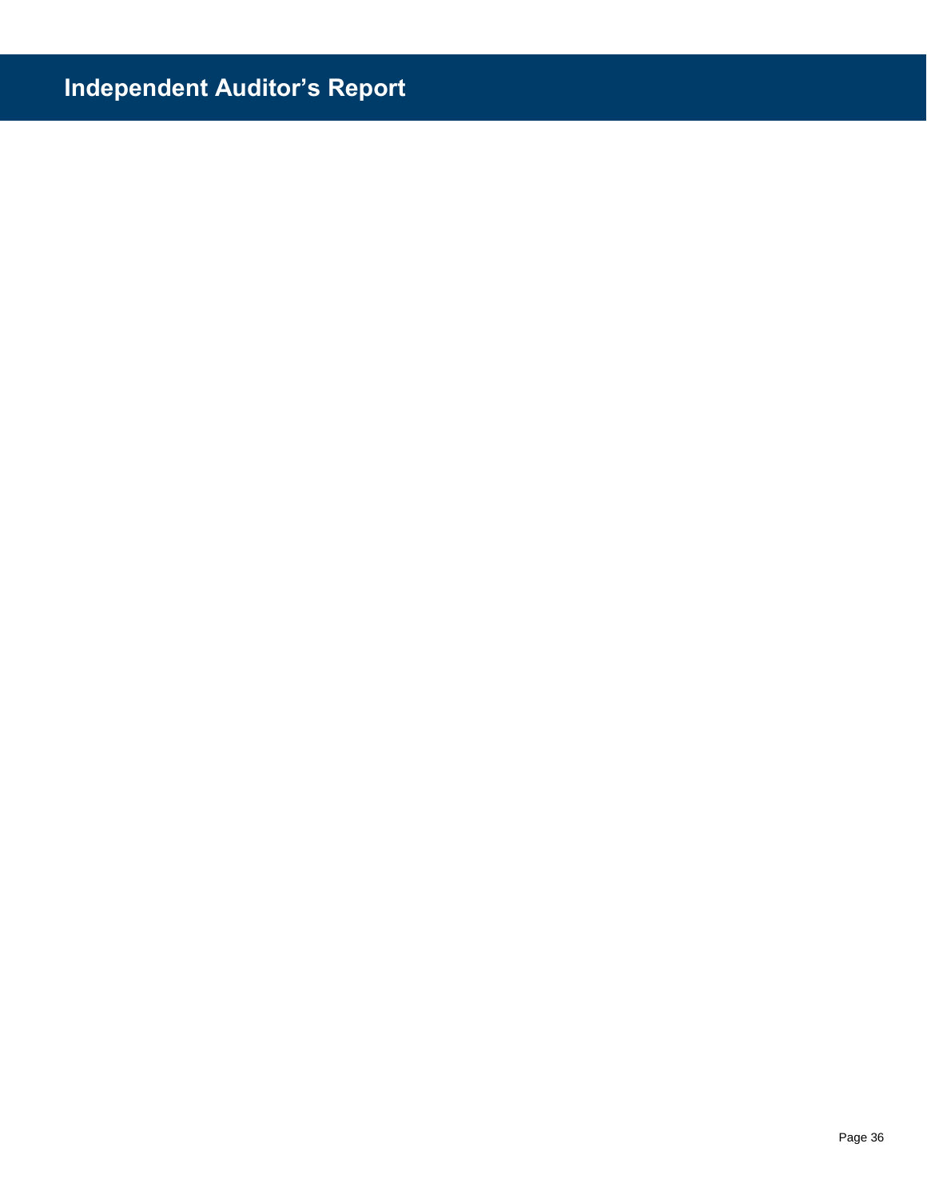# Independent Auditor's Report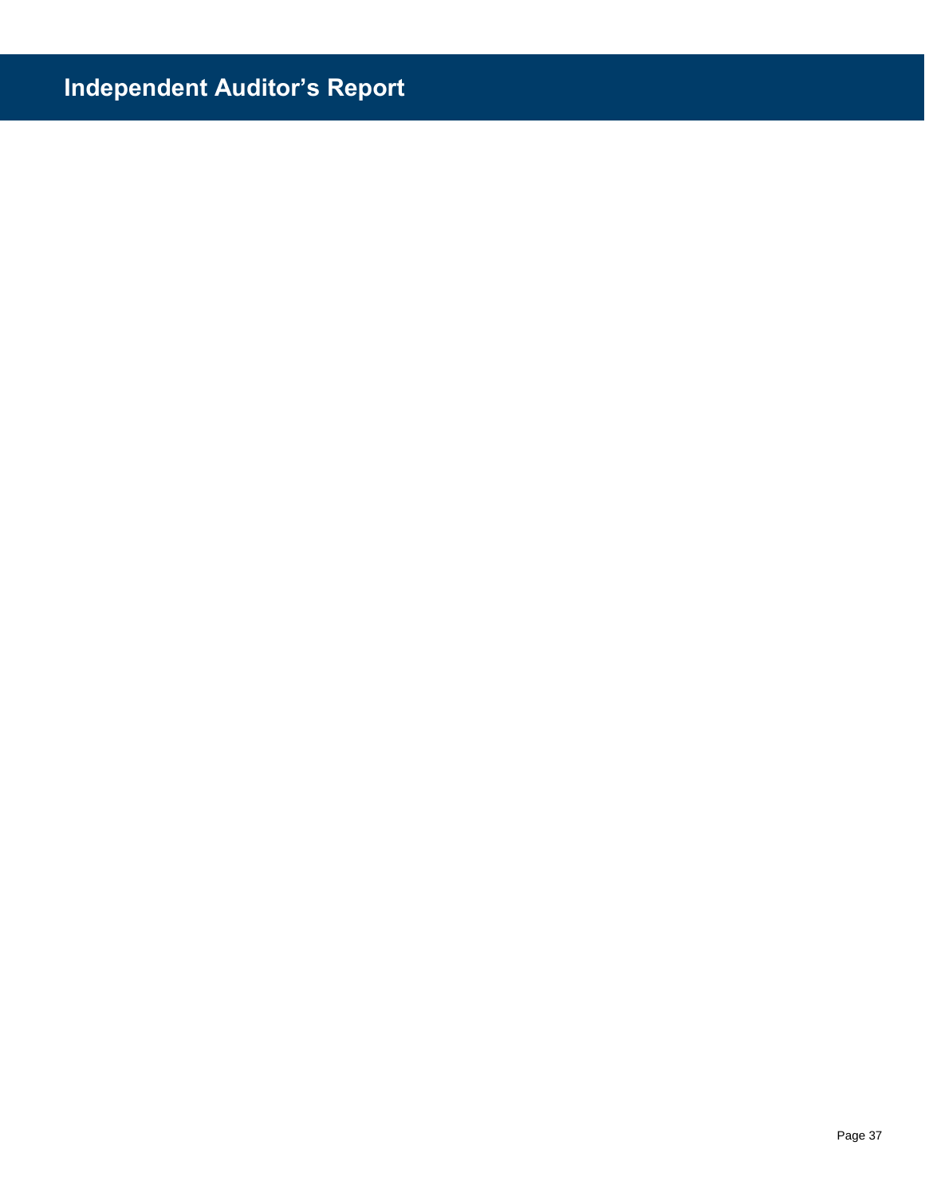# Independent Auditor's Report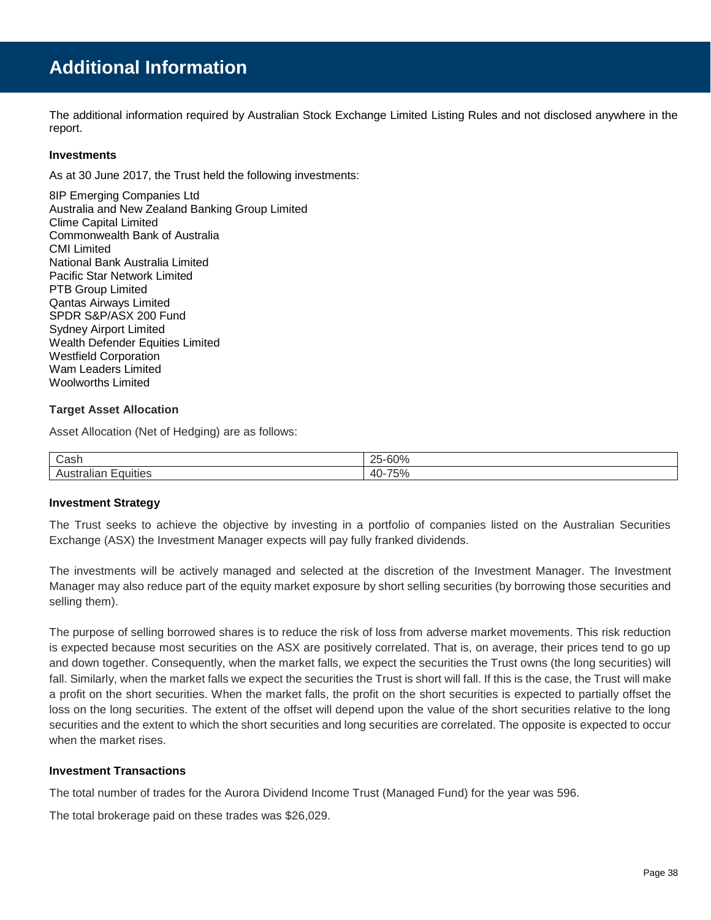# Additional Information

The additional information required by Australian Stock Exchange Limited Listing Rules and not disclosed anywhere in the report.

**Investments**

As at 30 June 2017, the Trust held the following investments:

8IP Emerging Companies Ltd
Australia and New Zealand Banking Group Limited
Clime Capital Limited
Commonwealth Bank of Australia
CMI Limited
National Bank Australia Limited
Pacific Star Network Limited
PTB Group Limited
Qantas Airways Limited
SPDR S&P/ASX 200 Fund
Sydney Airport Limited
Wealth Defender Equities Limited
Westfield Corporation
Wam Leaders Limited
Woolworths Limited

**Target Asset Allocation**

Asset Allocation (Net of Hedging) are as follows:

| | |
|---|---|
| Cash | 25-60% |
| Australian Equities | 40-75% |

**Investment Strategy**

The Trust seeks to achieve the objective by investing in a portfolio of companies listed on the Australian Securities Exchange (ASX) the Investment Manager expects will pay fully franked dividends.

The investments will be actively managed and selected at the discretion of the Investment Manager. The Investment Manager may also reduce part of the equity market exposure by short selling securities (by borrowing those securities and selling them).

The purpose of selling borrowed shares is to reduce the risk of loss from adverse market movements. This risk reduction is expected because most securities on the ASX are positively correlated. That is, on average, their prices tend to go up and down together. Consequently, when the market falls, we expect the securities the Trust owns (the long securities) will fall. Similarly, when the market falls we expect the securities the Trust is short will fall. If this is the case, the Trust will make a profit on the short securities. When the market falls, the profit on the short securities is expected to partially offset the loss on the long securities. The extent of the offset will depend upon the value of the short securities relative to the long securities and the extent to which the short securities and long securities are correlated. The opposite is expected to occur when the market rises.

**Investment Transactions**

The total number of trades for the Aurora Dividend Income Trust (Managed Fund) for the year was 596.

The total brokerage paid on these trades was $26,029.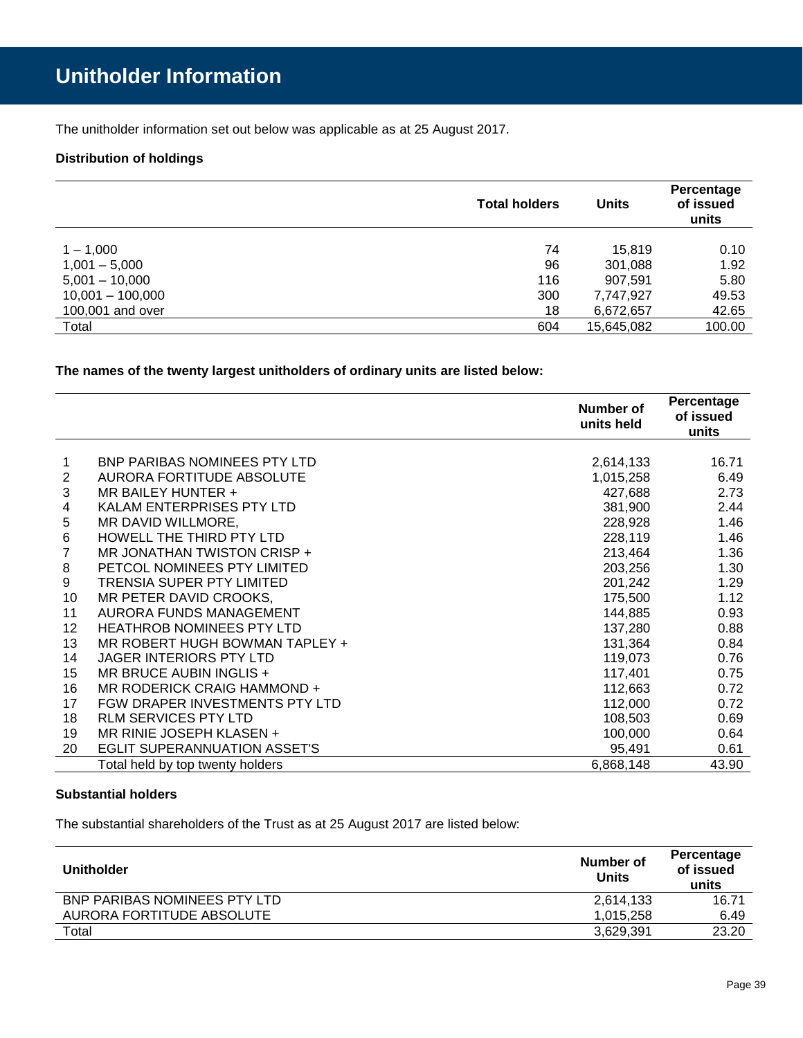# Unitholder Information

The unitholder information set out below was applicable as at 25 August 2017.

**Distribution of holdings**

| | Total holders | Units | Percentage of issued units |
|---|---|---|---|
| 1 – 1,000 | 74 | 15,819 | 0.10 |
| 1,001 – 5,000 | 96 | 301,088 | 1.92 |
| 5,001 – 10,000 | 116 | 907,591 | 5.80 |
| 10,001 – 100,000 | 300 | 7,747,927 | 49.53 |
| 100,001 and over | 18 | 6,672,657 | 42.65 |
| Total | 604 | 15,645,082 | 100.00 |

**The names of the twenty largest unitholders of ordinary units are listed below:**

| | | Number of units held | Percentage of issued units |
|---|---|---|---|
| 1 | BNP PARIBAS NOMINEES PTY LTD | 2,614,133 | 16.71 |
| 2 | AURORA FORTITUDE ABSOLUTE | 1,015,258 | 6.49 |
| 3 | MR BAILEY HUNTER + | 427,688 | 2.73 |
| 4 | KALAM ENTERPRISES PTY LTD | 381,900 | 2.44 |
| 5 | MR DAVID WILLMORE, | 228,928 | 1.46 |
| 6 | HOWELL THE THIRD PTY LTD | 228,119 | 1.46 |
| 7 | MR JONATHAN TWISTON CRISP + | 213,464 | 1.36 |
| 8 | PETCOL NOMINEES PTY LIMITED | 203,256 | 1.30 |
| 9 | TRENSIA SUPER PTY LIMITED | 201,242 | 1.29 |
| 10 | MR PETER DAVID CROOKS, | 175,500 | 1.12 |
| 11 | AURORA FUNDS MANAGEMENT | 144,885 | 0.93 |
| 12 | HEATHROB NOMINEES PTY LTD | 137,280 | 0.88 |
| 13 | MR ROBERT HUGH BOWMAN TAPLEY + | 131,364 | 0.84 |
| 14 | JAGER INTERIORS PTY LTD | 119,073 | 0.76 |
| 15 | MR BRUCE AUBIN INGLIS + | 117,401 | 0.75 |
| 16 | MR RODERICK CRAIG HAMMOND + | 112,663 | 0.72 |
| 17 | FGW DRAPER INVESTMENTS PTY LTD | 112,000 | 0.72 |
| 18 | RLM SERVICES PTY LTD | 108,503 | 0.69 |
| 19 | MR RINIE JOSEPH KLASEN + | 100,000 | 0.64 |
| 20 | EGLIT SUPERANNUATION ASSET'S | 95,491 | 0.61 |
| | Total held by top twenty holders | 6,868,148 | 43.90 |

**Substantial holders**

The substantial shareholders of the Trust as at 25 August 2017 are listed below:

| Unitholder | Number of Units | Percentage of issued units |
|---|---|---|
| BNP PARIBAS NOMINEES PTY LTD | 2,614,133 | 16.71 |
| AURORA FORTITUDE ABSOLUTE | 1,015,258 | 6.49 |
| Total | 3,629,391 | 23.20 |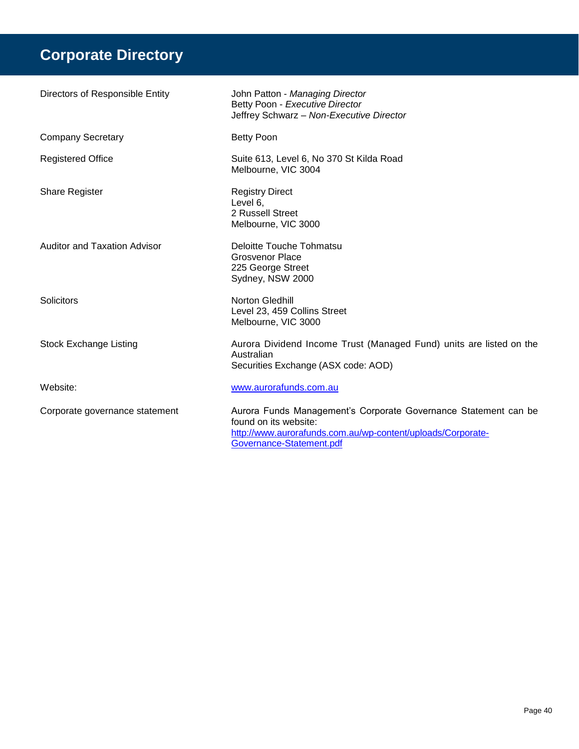# Corporate Directory

| | |
|---|---|
| Directors of Responsible Entity | John Patton - *Managing Director*<br>Betty Poon - *Executive Director*<br>Jeffrey Schwarz – *Non-Executive Director* |
| Company Secretary | Betty Poon |
| Registered Office | Suite 613, Level 6, No 370 St Kilda Road<br>Melbourne, VIC 3004 |
| Share Register | Registry Direct<br>Level 6,<br>2 Russell Street<br>Melbourne, VIC 3000 |
| Auditor and Taxation Advisor | Deloitte Touche Tohmatsu<br>Grosvenor Place<br>225 George Street<br>Sydney, NSW 2000 |
| Solicitors | Norton Gledhill<br>Level 23, 459 Collins Street<br>Melbourne, VIC 3000 |
| Stock Exchange Listing | Aurora Dividend Income Trust (Managed Fund) units are listed on the Australian<br>Securities Exchange (ASX code: AOD) |
| Website: | www.aurorafunds.com.au |
| Corporate governance statement | Aurora Funds Management's Corporate Governance Statement can be found on its website:<br>http://www.aurorafunds.com.au/wp-content/uploads/Corporate-Governance-Statement.pdf |